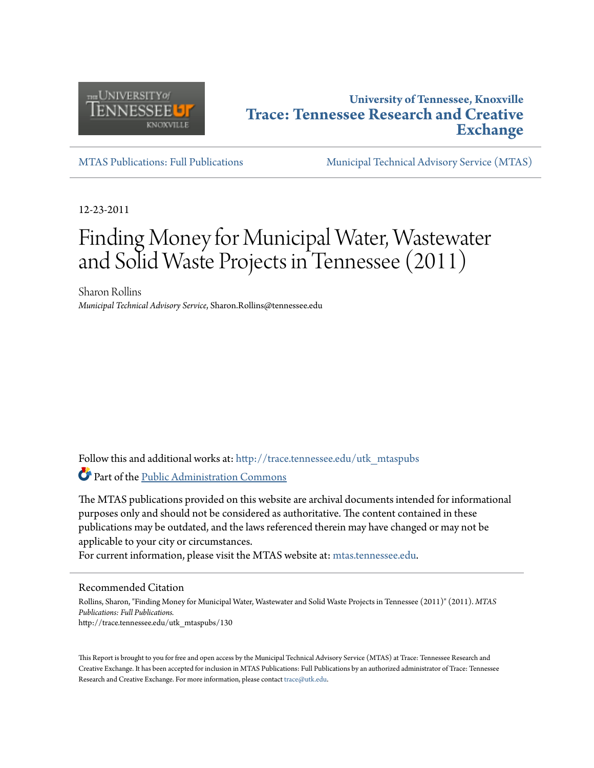University of Tennessee, Knoxville

**Trace: Tennessee Research and Creative Exchange**

MTAS Publications: Full Publications | Municipal Technical Advisory Service (MTAS)

12-23-2011

# Finding Money for Municipal Water, Wastewater and Solid Waste Projects in Tennessee (2011)

Sharon Rollins
*Municipal Technical Advisory Service*, Sharon.Rollins@tennessee.edu

Follow this and additional works at: http://trace.tennessee.edu/utk_mtaspubs

Part of the Public Administration Commons

The MTAS publications provided on this website are archival documents intended for informational purposes only and should not be considered as authoritative. The content contained in these publications may be outdated, and the laws referenced therein may have changed or may not be applicable to your city or circumstances.
For current information, please visit the MTAS website at: mtas.tennessee.edu.

## Recommended Citation

Rollins, Sharon, "Finding Money for Municipal Water, Wastewater and Solid Waste Projects in Tennessee (2011)" (2011). *MTAS Publications: Full Publications.*
http://trace.tennessee.edu/utk_mtaspubs/130

This Report is brought to you for free and open access by the Municipal Technical Advisory Service (MTAS) at Trace: Tennessee Research and Creative Exchange. It has been accepted for inclusion in MTAS Publications: Full Publications by an authorized administrator of Trace: Tennessee Research and Creative Exchange. For more information, please contact trace@utk.edu.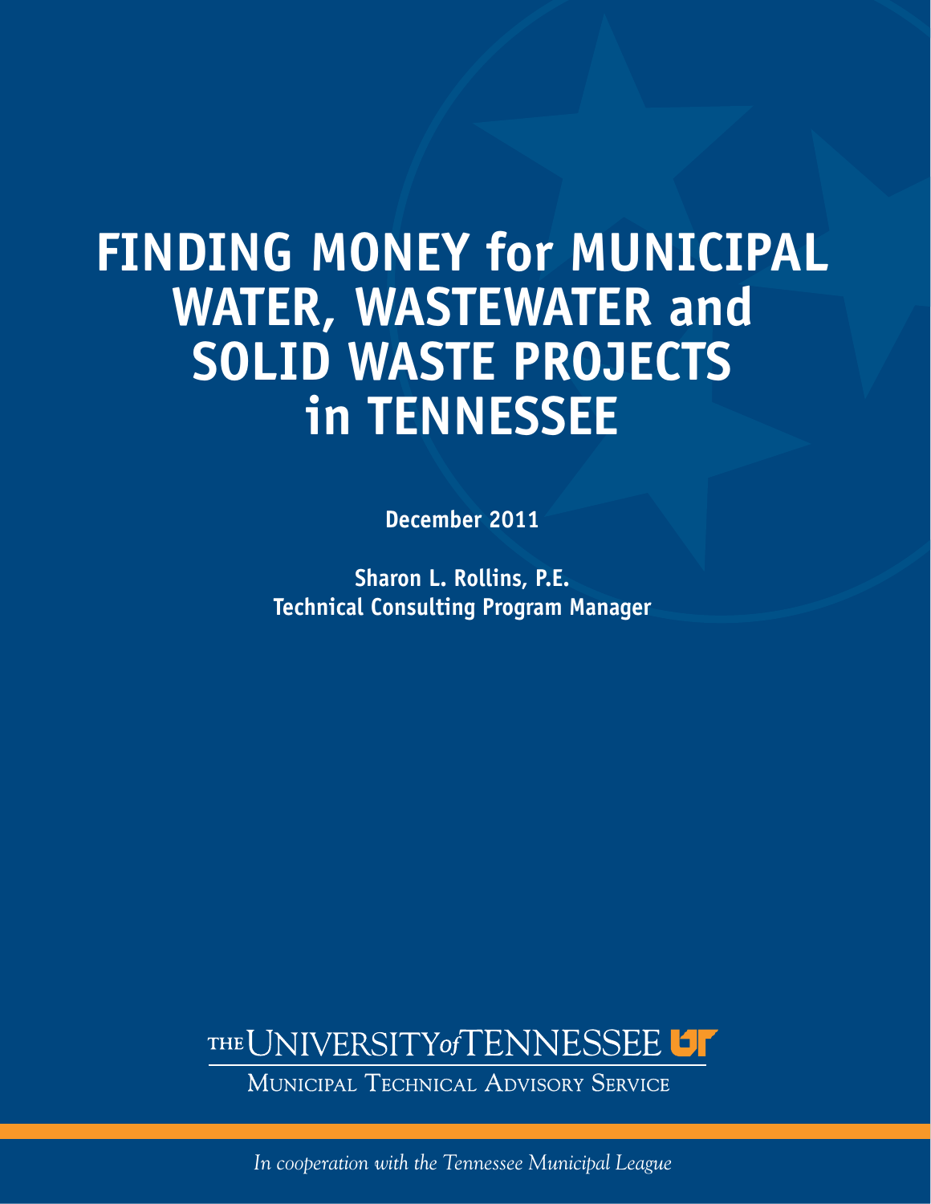# FINDING MONEY for MUNICIPAL WATER, WASTEWATER and SOLID WASTE PROJECTS in TENNESSEE

**December 2011**

**Sharon L. Rollins, P.E.**
**Technical Consulting Program Manager**

THE UNIVERSITY *of* TENNESSEE

MUNICIPAL TECHNICAL ADVISORY SERVICE

*In cooperation with the Tennessee Municipal League*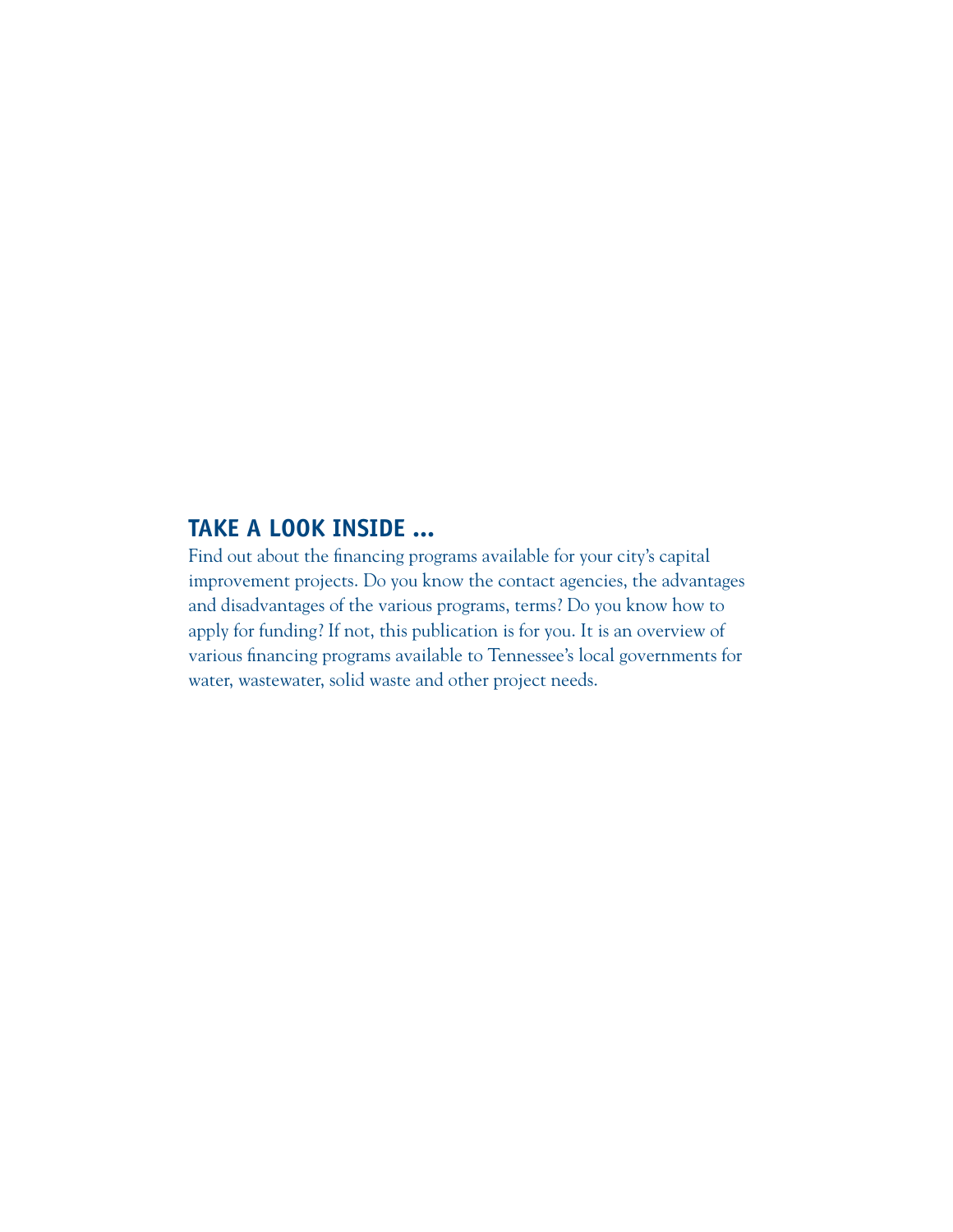## TAKE A LOOK INSIDE ...

Find out about the financing programs available for your city's capital improvement projects. Do you know the contact agencies, the advantages and disadvantages of the various programs, terms? Do you know how to apply for funding? If not, this publication is for you. It is an overview of various financing programs available to Tennessee's local governments for water, wastewater, solid waste and other project needs.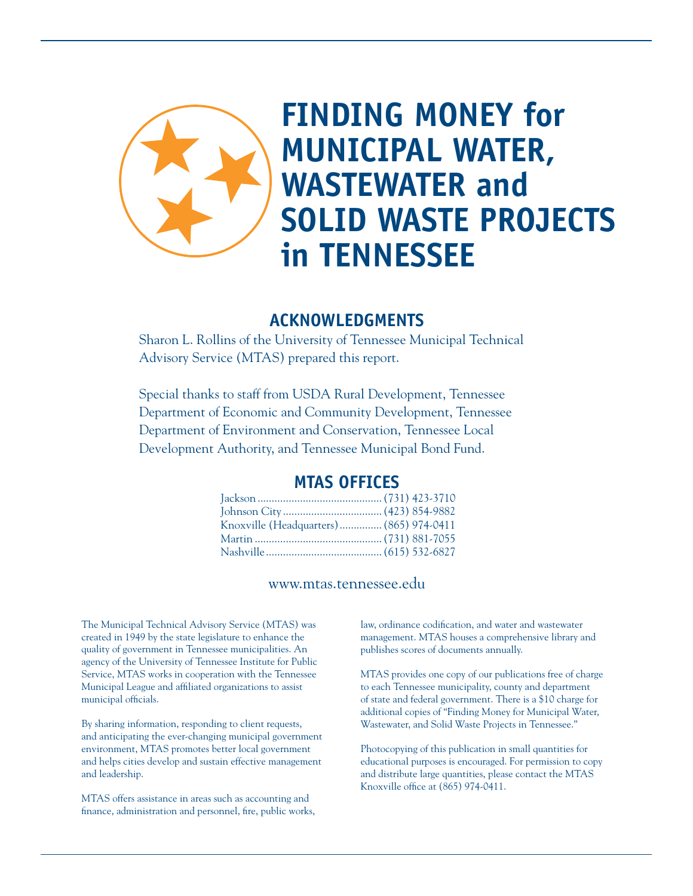# FINDING MONEY for MUNICIPAL WATER, WASTEWATER and SOLID WASTE PROJECTS in TENNESSEE

## ACKNOWLEDGMENTS

Sharon L. Rollins of the University of Tennessee Municipal Technical Advisory Service (MTAS) prepared this report.

Special thanks to staff from USDA Rural Development, Tennessee Department of Economic and Community Development, Tennessee Department of Environment and Conservation, Tennessee Local Development Authority, and Tennessee Municipal Bond Fund.

## MTAS OFFICES

| Office | Phone |
|---|---|
| Jackson | (731) 423-3710 |
| Johnson City | (423) 854-9882 |
| Knoxville (Headquarters) | (865) 974-0411 |
| Martin | (731) 881-7055 |
| Nashville | (615) 532-6827 |

www.mtas.tennessee.edu

The Municipal Technical Advisory Service (MTAS) was created in 1949 by the state legislature to enhance the quality of government in Tennessee municipalities. An agency of the University of Tennessee Institute for Public Service, MTAS works in cooperation with the Tennessee Municipal League and affiliated organizations to assist municipal officials.

By sharing information, responding to client requests, and anticipating the ever-changing municipal government environment, MTAS promotes better local government and helps cities develop and sustain effective management and leadership.

MTAS offers assistance in areas such as accounting and finance, administration and personnel, fire, public works, law, ordinance codification, and water and wastewater management. MTAS houses a comprehensive library and publishes scores of documents annually.

MTAS provides one copy of our publications free of charge to each Tennessee municipality, county and department of state and federal government. There is a $10 charge for additional copies of "Finding Money for Municipal Water, Wastewater, and Solid Waste Projects in Tennessee."

Photocopying of this publication in small quantities for educational purposes is encouraged. For permission to copy and distribute large quantities, please contact the MTAS Knoxville office at (865) 974-0411.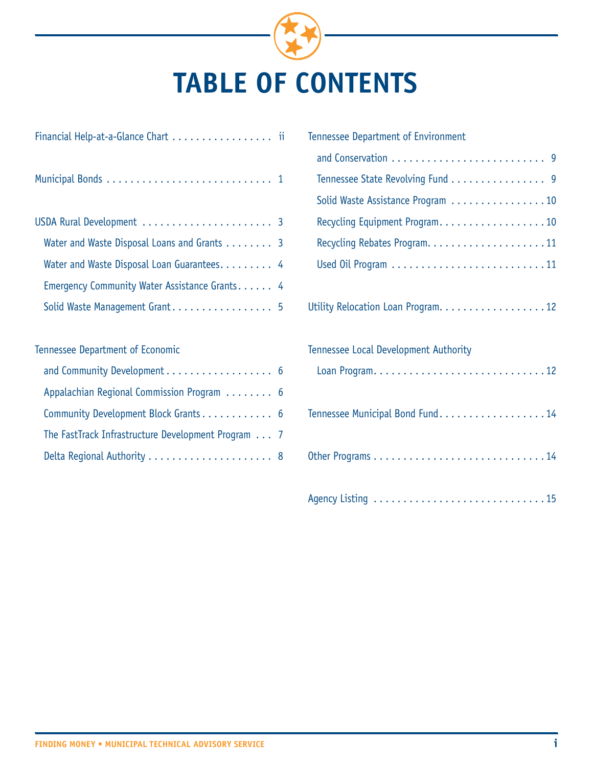# TABLE OF CONTENTS

- Financial Help-at-a-Glance Chart . . . . . . . . . . . . . . . . . ii
- Municipal Bonds . . . . . . . . . . . . . . . . . . . . . . . . . . . . 1
- USDA Rural Development . . . . . . . . . . . . . . . . . . . . . . 3
  - Water and Waste Disposal Loans and Grants . . . . . . . . 3
  - Water and Waste Disposal Loan Guarantees. . . . . . . . . 4
  - Emergency Community Water Assistance Grants . . . . . . 4
  - Solid Waste Management Grant . . . . . . . . . . . . . . . . . 5
- Tennessee Department of Economic and Community Development . . . . . . . . . . . . . . . . . . 6
  - Appalachian Regional Commission Program . . . . . . . . 6
  - Community Development Block Grants . . . . . . . . . . . . 6
  - The FastTrack Infrastructure Development Program . . . 7
  - Delta Regional Authority . . . . . . . . . . . . . . . . . . . . . 8
- Tennessee Department of Environment and Conservation . . . . . . . . . . . . . . . . . . . . . . . . . . 9
  - Tennessee State Revolving Fund . . . . . . . . . . . . . . . . 9
  - Solid Waste Assistance Program . . . . . . . . . . . . . . . . 10
  - Recycling Equipment Program. . . . . . . . . . . . . . . . . . 10
  - Recycling Rebates Program. . . . . . . . . . . . . . . . . . . . 11
  - Used Oil Program . . . . . . . . . . . . . . . . . . . . . . . . . . 11
- Utility Relocation Loan Program. . . . . . . . . . . . . . . . . . . 12
- Tennessee Local Development Authority Loan Program. . . . . . . . . . . . . . . . . . . . . . . . . . . . 12
- Tennessee Municipal Bond Fund. . . . . . . . . . . . . . . . . . . 14
- Other Programs . . . . . . . . . . . . . . . . . . . . . . . . . . . . . 14
- Agency Listing . . . . . . . . . . . . . . . . . . . . . . . . . . . . . 15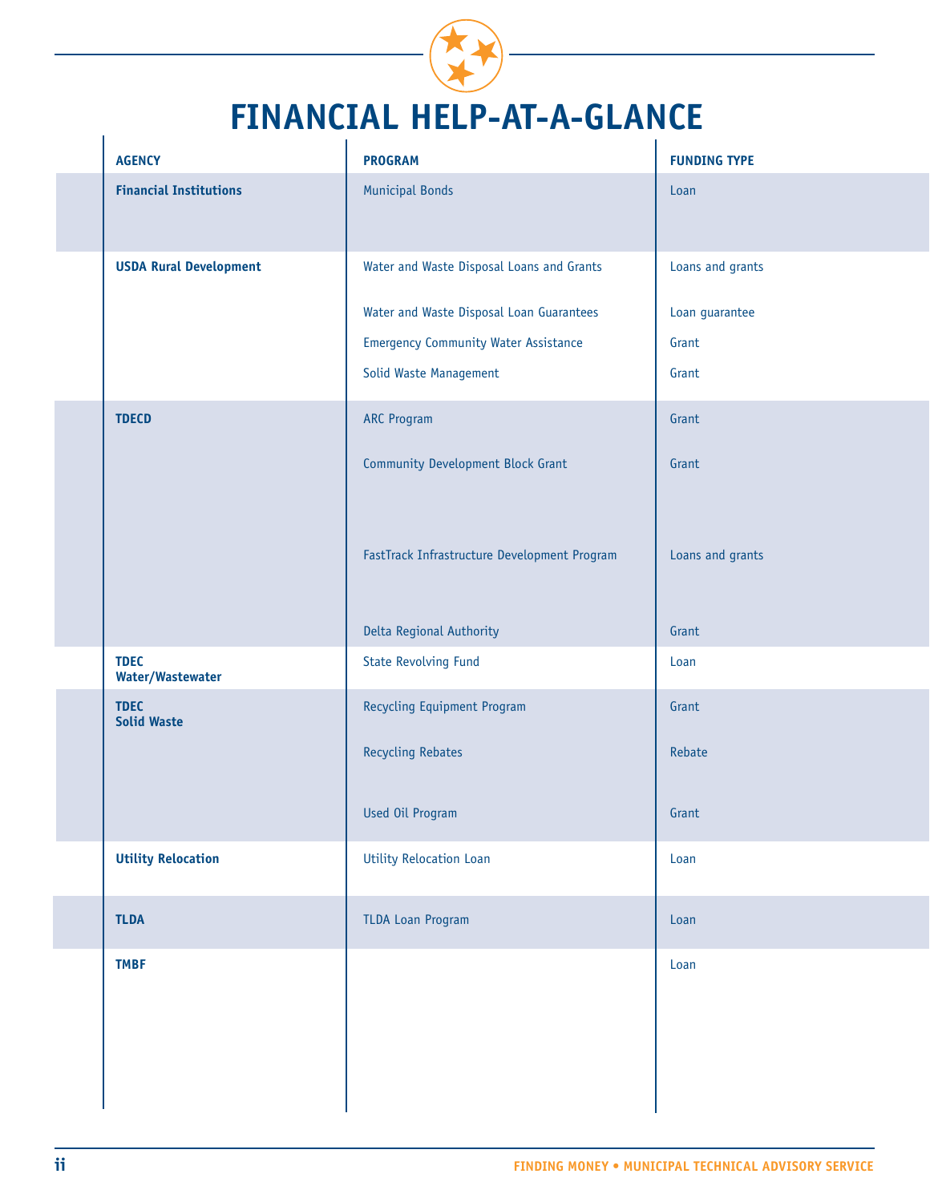# FINANCIAL HELP-AT-A-GLANCE

| AGENCY | PROGRAM | FUNDING TYPE |
|---|---|---|
| **Financial Institutions** | Municipal Bonds | Loan |
| **USDA Rural Development** | Water and Waste Disposal Loans and Grants | Loans and grants |
| | Water and Waste Disposal Loan Guarantees | Loan guarantee |
| | Emergency Community Water Assistance | Grant |
| | Solid Waste Management | Grant |
| **TDECD** | ARC Program | Grant |
| | Community Development Block Grant | Grant |
| | FastTrack Infrastructure Development Program | Loans and grants |
| | Delta Regional Authority | Grant |
| **TDEC Water/Wastewater** | State Revolving Fund | Loan |
| **TDEC Solid Waste** | Recycling Equipment Program | Grant |
| | Recycling Rebates | Rebate |
| | Used Oil Program | Grant |
| **Utility Relocation** | Utility Relocation Loan | Loan |
| **TLDA** | TLDA Loan Program | Loan |
| **TMBF** | | Loan |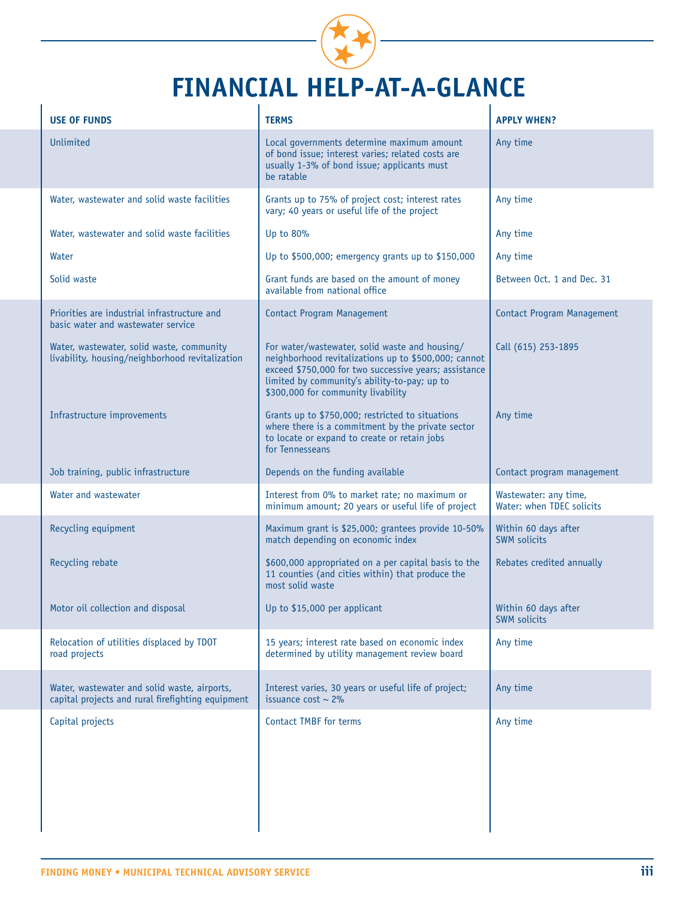# FINANCIAL HELP-AT-A-GLANCE

| USE OF FUNDS | TERMS | APPLY WHEN? |
|---|---|---|
| Unlimited | Local governments determine maximum amount of bond issue; interest varies; related costs are usually 1-3% of bond issue; applicants must be ratable | Any time |
| Water, wastewater and solid waste facilities | Grants up to 75% of project cost; interest rates vary; 40 years or useful life of the project | Any time |
| Water, wastewater and solid waste facilities | Up to 80% | Any time |
| Water | Up to $500,000; emergency grants up to $150,000 | Any time |
| Solid waste | Grant funds are based on the amount of money available from national office | Between Oct. 1 and Dec. 31 |
| Priorities are industrial infrastructure and basic water and wastewater service | Contact Program Management | Contact Program Management |
| Water, wastewater, solid waste, community livability, housing/neighborhood revitalization | For water/wastewater, solid waste and housing/neighborhood revitalizations up to $500,000; cannot exceed $750,000 for two successive years; assistance limited by community's ability-to-pay; up to $300,000 for community livability | Call (615) 253-1895 |
| Infrastructure improvements | Grants up to $750,000; restricted to situations where there is a commitment by the private sector to locate or expand to create or retain jobs for Tennesseans | Any time |
| Job training, public infrastructure | Depends on the funding available | Contact program management |
| Water and wastewater | Interest from 0% to market rate; no maximum or minimum amount; 20 years or useful life of project | Wastewater: any time, Water: when TDEC solicits |
| Recycling equipment | Maximum grant is $25,000; grantees provide 10-50% match depending on economic index | Within 60 days after SWM solicits |
| Recycling rebate | $600,000 appropriated on a per capital basis to the 11 counties (and cities within) that produce the most solid waste | Rebates credited annually |
| Motor oil collection and disposal | Up to $15,000 per applicant | Within 60 days after SWM solicits |
| Relocation of utilities displaced by TDOT road projects | 15 years; interest rate based on economic index determined by utility management review board | Any time |
| Water, wastewater and solid waste, airports, capital projects and rural firefighting equipment | Interest varies, 30 years or useful life of project; issuance cost ~ 2% | Any time |
| Capital projects | Contact TMBF for terms | Any time |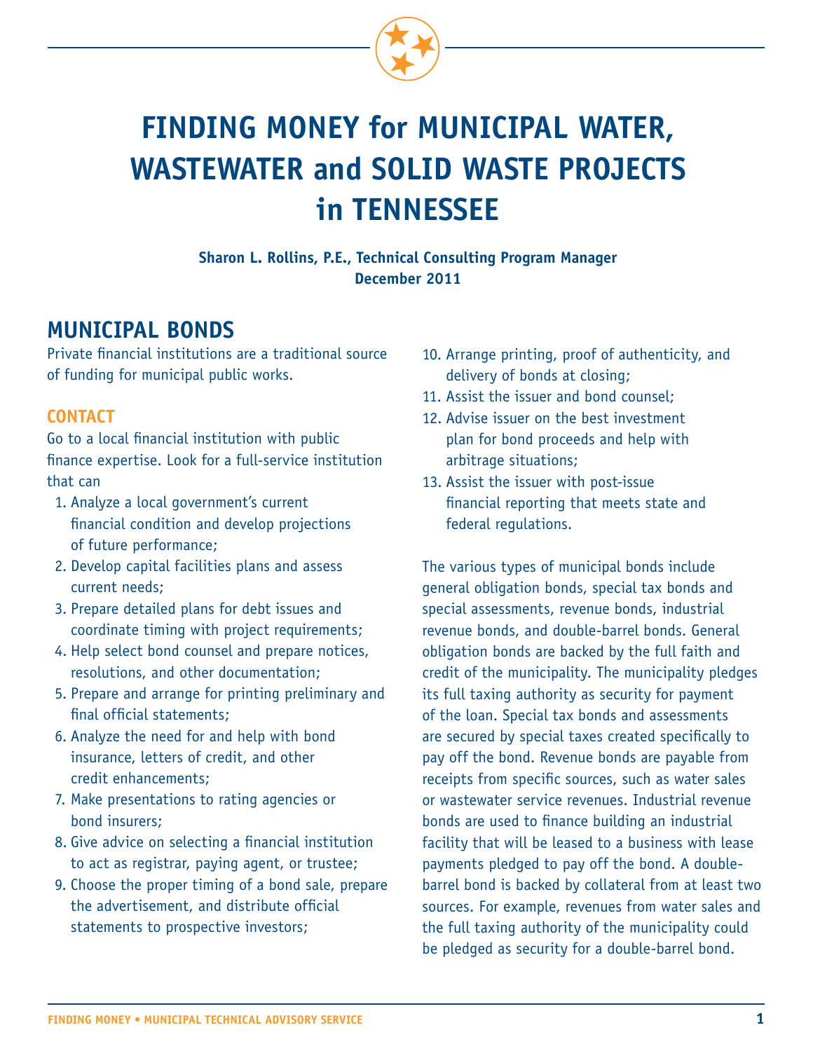# FINDING MONEY for MUNICIPAL WATER, WASTEWATER and SOLID WASTE PROJECTS in TENNESSEE

**Sharon L. Rollins, P.E., Technical Consulting Program Manager**
**December 2011**

## MUNICIPAL BONDS

Private financial institutions are a traditional source of funding for municipal public works.

### CONTACT

Go to a local financial institution with public finance expertise. Look for a full-service institution that can

1. Analyze a local government's current financial condition and develop projections of future performance;
2. Develop capital facilities plans and assess current needs;
3. Prepare detailed plans for debt issues and coordinate timing with project requirements;
4. Help select bond counsel and prepare notices, resolutions, and other documentation;
5. Prepare and arrange for printing preliminary and final official statements;
6. Analyze the need for and help with bond insurance, letters of credit, and other credit enhancements;
7. Make presentations to rating agencies or bond insurers;
8. Give advice on selecting a financial institution to act as registrar, paying agent, or trustee;
9. Choose the proper timing of a bond sale, prepare the advertisement, and distribute official statements to prospective investors;
10. Arrange printing, proof of authenticity, and delivery of bonds at closing;
11. Assist the issuer and bond counsel;
12. Advise issuer on the best investment plan for bond proceeds and help with arbitrage situations;
13. Assist the issuer with post-issue financial reporting that meets state and federal regulations.

The various types of municipal bonds include general obligation bonds, special tax bonds and special assessments, revenue bonds, industrial revenue bonds, and double-barrel bonds. General obligation bonds are backed by the full faith and credit of the municipality. The municipality pledges its full taxing authority as security for payment of the loan. Special tax bonds and assessments are secured by special taxes created specifically to pay off the bond. Revenue bonds are payable from receipts from specific sources, such as water sales or wastewater service revenues. Industrial revenue bonds are used to finance building an industrial facility that will be leased to a business with lease payments pledged to pay off the bond. A double-barrel bond is backed by collateral from at least two sources. For example, revenues from water sales and the full taxing authority of the municipality could be pledged as security for a double-barrel bond.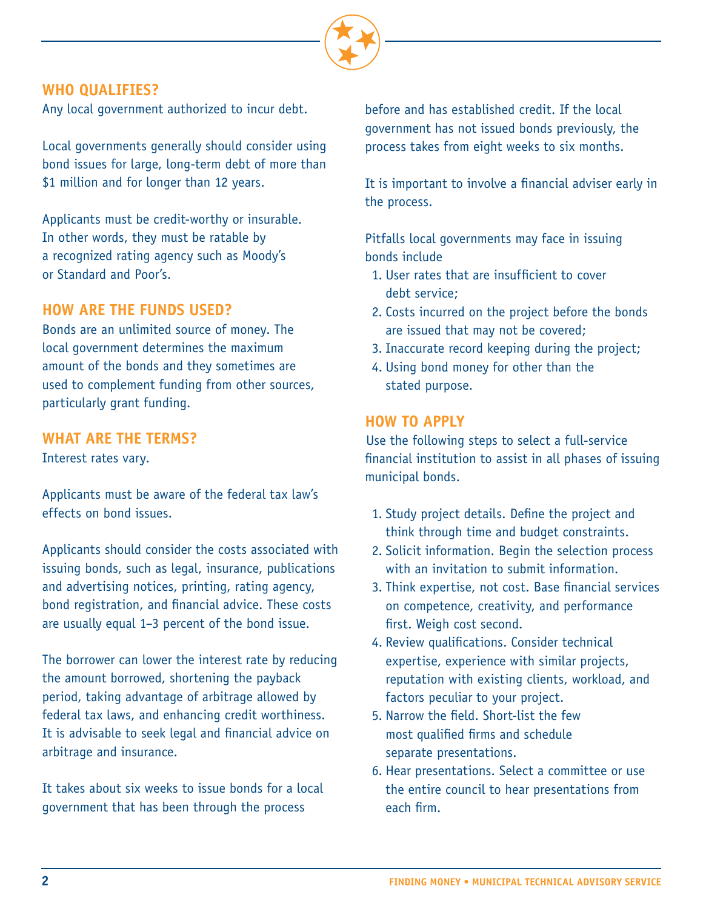## WHO QUALIFIES?

Any local government authorized to incur debt.

Local governments generally should consider using bond issues for large, long-term debt of more than $1 million and for longer than 12 years.

Applicants must be credit-worthy or insurable. In other words, they must be ratable by a recognized rating agency such as Moody's or Standard and Poor's.

## HOW ARE THE FUNDS USED?

Bonds are an unlimited source of money. The local government determines the maximum amount of the bonds and they sometimes are used to complement funding from other sources, particularly grant funding.

## WHAT ARE THE TERMS?

Interest rates vary.

Applicants must be aware of the federal tax law's effects on bond issues.

Applicants should consider the costs associated with issuing bonds, such as legal, insurance, publications and advertising notices, printing, rating agency, bond registration, and financial advice. These costs are usually equal 1–3 percent of the bond issue.

The borrower can lower the interest rate by reducing the amount borrowed, shortening the payback period, taking advantage of arbitrage allowed by federal tax laws, and enhancing credit worthiness. It is advisable to seek legal and financial advice on arbitrage and insurance.

It takes about six weeks to issue bonds for a local government that has been through the process before and has established credit. If the local government has not issued bonds previously, the process takes from eight weeks to six months.

It is important to involve a financial adviser early in the process.

Pitfalls local governments may face in issuing bonds include

1. User rates that are insufficient to cover debt service;
2. Costs incurred on the project before the bonds are issued that may not be covered;
3. Inaccurate record keeping during the project;
4. Using bond money for other than the stated purpose.

## HOW TO APPLY

Use the following steps to select a full-service financial institution to assist in all phases of issuing municipal bonds.

1. Study project details. Define the project and think through time and budget constraints.
2. Solicit information. Begin the selection process with an invitation to submit information.
3. Think expertise, not cost. Base financial services on competence, creativity, and performance first. Weigh cost second.
4. Review qualifications. Consider technical expertise, experience with similar projects, reputation with existing clients, workload, and factors peculiar to your project.
5. Narrow the field. Short-list the few most qualified firms and schedule separate presentations.
6. Hear presentations. Select a committee or use the entire council to hear presentations from each firm.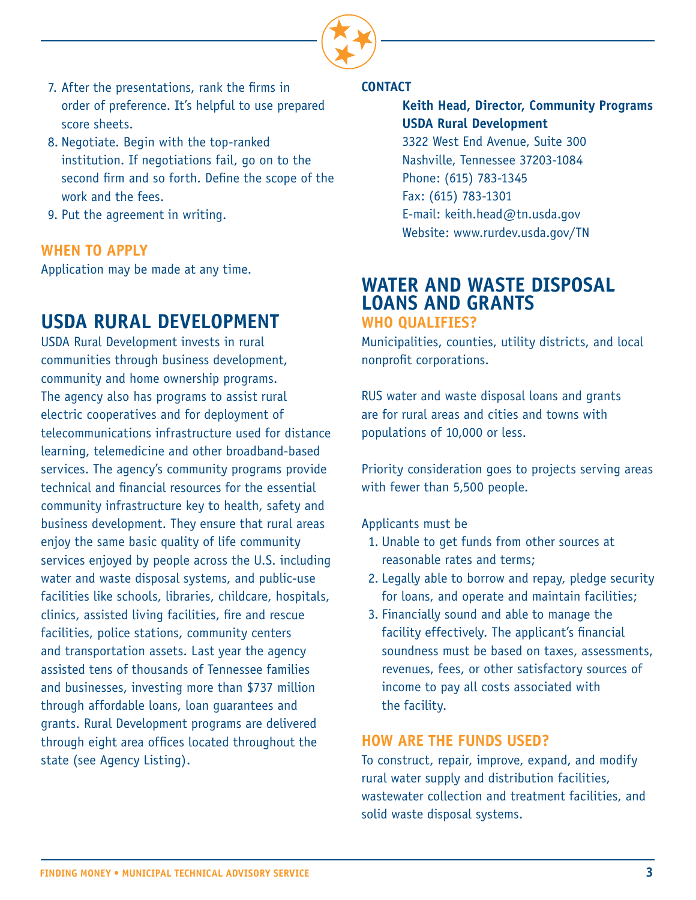7. After the presentations, rank the firms in order of preference. It's helpful to use prepared score sheets.
8. Negotiate. Begin with the top-ranked institution. If negotiations fail, go on to the second firm and so forth. Define the scope of the work and the fees.
9. Put the agreement in writing.

### WHEN TO APPLY

Application may be made at any time.

## USDA RURAL DEVELOPMENT

USDA Rural Development invests in rural communities through business development, community and home ownership programs. The agency also has programs to assist rural electric cooperatives and for deployment of telecommunications infrastructure used for distance learning, telemedicine and other broadband-based services. The agency's community programs provide technical and financial resources for the essential community infrastructure key to health, safety and business development. They ensure that rural areas enjoy the same basic quality of life community services enjoyed by people across the U.S. including water and waste disposal systems, and public-use facilities like schools, libraries, childcare, hospitals, clinics, assisted living facilities, fire and rescue facilities, police stations, community centers and transportation assets. Last year the agency assisted tens of thousands of Tennessee families and businesses, investing more than $737 million through affordable loans, loan guarantees and grants. Rural Development programs are delivered through eight area offices located throughout the state (see Agency Listing).

### CONTACT

**Keith Head, Director, Community Programs**
**USDA Rural Development**
3322 West End Avenue, Suite 300
Nashville, Tennessee 37203-1084
Phone: (615) 783-1345
Fax: (615) 783-1301
E-mail: keith.head@tn.usda.gov
Website: www.rurdev.usda.gov/TN

## WATER AND WASTE DISPOSAL LOANS AND GRANTS

### WHO QUALIFIES?

Municipalities, counties, utility districts, and local nonprofit corporations.

RUS water and waste disposal loans and grants are for rural areas and cities and towns with populations of 10,000 or less.

Priority consideration goes to projects serving areas with fewer than 5,500 people.

Applicants must be

1. Unable to get funds from other sources at reasonable rates and terms;
2. Legally able to borrow and repay, pledge security for loans, and operate and maintain facilities;
3. Financially sound and able to manage the facility effectively. The applicant's financial soundness must be based on taxes, assessments, revenues, fees, or other satisfactory sources of income to pay all costs associated with the facility.

### HOW ARE THE FUNDS USED?

To construct, repair, improve, expand, and modify rural water supply and distribution facilities, wastewater collection and treatment facilities, and solid waste disposal systems.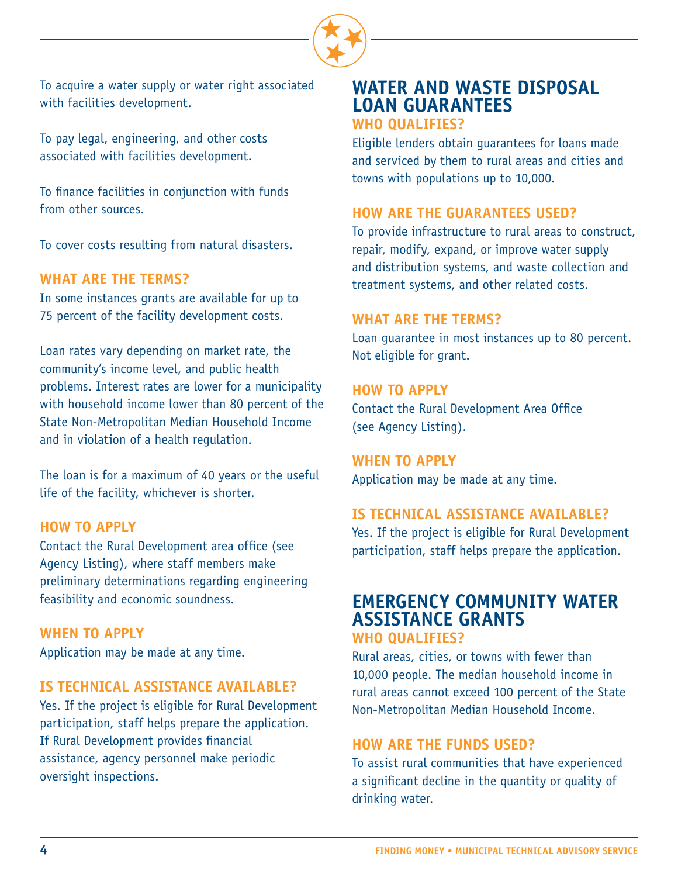To acquire a water supply or water right associated with facilities development.

To pay legal, engineering, and other costs associated with facilities development.

To finance facilities in conjunction with funds from other sources.

To cover costs resulting from natural disasters.

### WHAT ARE THE TERMS?

In some instances grants are available for up to 75 percent of the facility development costs.

Loan rates vary depending on market rate, the community's income level, and public health problems. Interest rates are lower for a municipality with household income lower than 80 percent of the State Non-Metropolitan Median Household Income and in violation of a health regulation.

The loan is for a maximum of 40 years or the useful life of the facility, whichever is shorter.

### HOW TO APPLY

Contact the Rural Development area office (see Agency Listing), where staff members make preliminary determinations regarding engineering feasibility and economic soundness.

### WHEN TO APPLY

Application may be made at any time.

### IS TECHNICAL ASSISTANCE AVAILABLE?

Yes. If the project is eligible for Rural Development participation, staff helps prepare the application. If Rural Development provides financial assistance, agency personnel make periodic oversight inspections.

## WATER AND WASTE DISPOSAL LOAN GUARANTEES

### WHO QUALIFIES?

Eligible lenders obtain guarantees for loans made and serviced by them to rural areas and cities and towns with populations up to 10,000.

### HOW ARE THE GUARANTEES USED?

To provide infrastructure to rural areas to construct, repair, modify, expand, or improve water supply and distribution systems, and waste collection and treatment systems, and other related costs.

### WHAT ARE THE TERMS?

Loan guarantee in most instances up to 80 percent. Not eligible for grant.

### HOW TO APPLY

Contact the Rural Development Area Office (see Agency Listing).

### WHEN TO APPLY

Application may be made at any time.

### IS TECHNICAL ASSISTANCE AVAILABLE?

Yes. If the project is eligible for Rural Development participation, staff helps prepare the application.

## EMERGENCY COMMUNITY WATER ASSISTANCE GRANTS

### WHO QUALIFIES?

Rural areas, cities, or towns with fewer than 10,000 people. The median household income in rural areas cannot exceed 100 percent of the State Non-Metropolitan Median Household Income.

### HOW ARE THE FUNDS USED?

To assist rural communities that have experienced a significant decline in the quantity or quality of drinking water.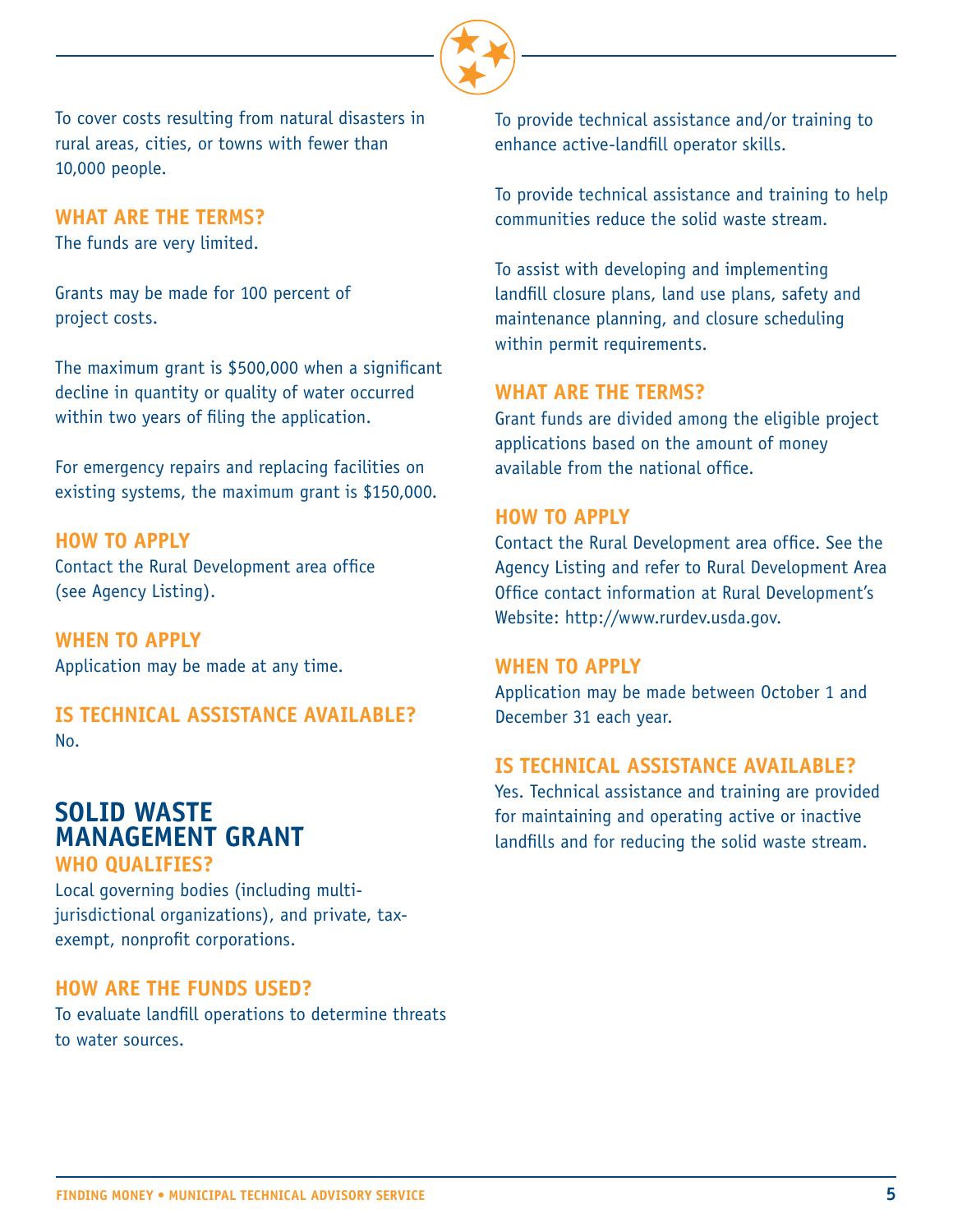To cover costs resulting from natural disasters in rural areas, cities, or towns with fewer than 10,000 people.

### WHAT ARE THE TERMS?

The funds are very limited.

Grants may be made for 100 percent of project costs.

The maximum grant is $500,000 when a significant decline in quantity or quality of water occurred within two years of filing the application.

For emergency repairs and replacing facilities on existing systems, the maximum grant is $150,000.

### HOW TO APPLY

Contact the Rural Development area office (see Agency Listing).

### WHEN TO APPLY

Application may be made at any time.

### IS TECHNICAL ASSISTANCE AVAILABLE?

No.

## SOLID WASTE MANAGEMENT GRANT

### WHO QUALIFIES?

Local governing bodies (including multi-jurisdictional organizations), and private, tax-exempt, nonprofit corporations.

### HOW ARE THE FUNDS USED?

To evaluate landfill operations to determine threats to water sources.

To provide technical assistance and/or training to enhance active-landfill operator skills.

To provide technical assistance and training to help communities reduce the solid waste stream.

To assist with developing and implementing landfill closure plans, land use plans, safety and maintenance planning, and closure scheduling within permit requirements.

### WHAT ARE THE TERMS?

Grant funds are divided among the eligible project applications based on the amount of money available from the national office.

### HOW TO APPLY

Contact the Rural Development area office. See the Agency Listing and refer to Rural Development Area Office contact information at Rural Development's Website: http://www.rurdev.usda.gov.

### WHEN TO APPLY

Application may be made between October 1 and December 31 each year.

### IS TECHNICAL ASSISTANCE AVAILABLE?

Yes. Technical assistance and training are provided for maintaining and operating active or inactive landfills and for reducing the solid waste stream.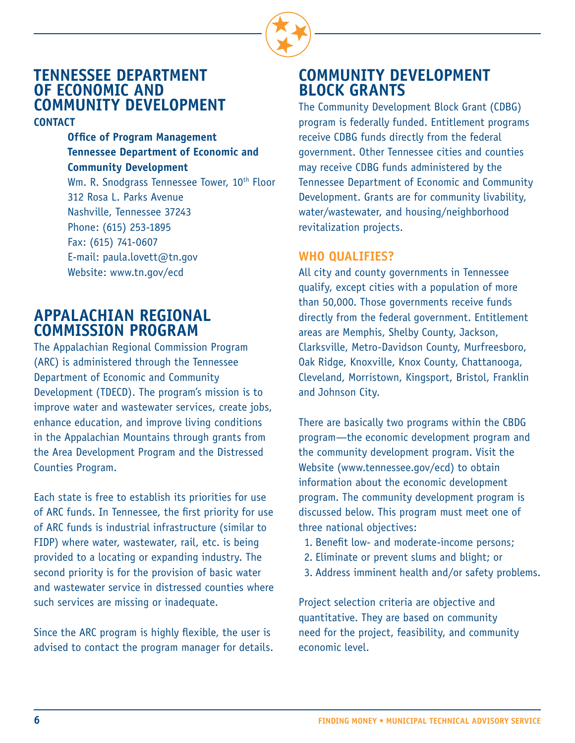## TENNESSEE DEPARTMENT OF ECONOMIC AND COMMUNITY DEVELOPMENT

**CONTACT**

**Office of Program Management**
**Tennessee Department of Economic and Community Development**
Wm. R. Snodgrass Tennessee Tower, 10th Floor
312 Rosa L. Parks Avenue
Nashville, Tennessee 37243
Phone: (615) 253-1895
Fax: (615) 741-0607
E-mail: paula.lovett@tn.gov
Website: www.tn.gov/ecd

## APPALACHIAN REGIONAL COMMISSION PROGRAM

The Appalachian Regional Commission Program (ARC) is administered through the Tennessee Department of Economic and Community Development (TDECD). The program's mission is to improve water and wastewater services, create jobs, enhance education, and improve living conditions in the Appalachian Mountains through grants from the Area Development Program and the Distressed Counties Program.

Each state is free to establish its priorities for use of ARC funds. In Tennessee, the first priority for use of ARC funds is industrial infrastructure (similar to FIDP) where water, wastewater, rail, etc. is being provided to a locating or expanding industry. The second priority is for the provision of basic water and wastewater service in distressed counties where such services are missing or inadequate.

Since the ARC program is highly flexible, the user is advised to contact the program manager for details.

## COMMUNITY DEVELOPMENT BLOCK GRANTS

The Community Development Block Grant (CDBG) program is federally funded. Entitlement programs receive CDBG funds directly from the federal government. Other Tennessee cities and counties may receive CDBG funds administered by the Tennessee Department of Economic and Community Development. Grants are for community livability, water/wastewater, and housing/neighborhood revitalization projects.

### WHO QUALIFIES?

All city and county governments in Tennessee qualify, except cities with a population of more than 50,000. Those governments receive funds directly from the federal government. Entitlement areas are Memphis, Shelby County, Jackson, Clarksville, Metro-Davidson County, Murfreesboro, Oak Ridge, Knoxville, Knox County, Chattanooga, Cleveland, Morristown, Kingsport, Bristol, Franklin and Johnson City.

There are basically two programs within the CBDG program—the economic development program and the community development program. Visit the Website (www.tennessee.gov/ecd) to obtain information about the economic development program. The community development program is discussed below. This program must meet one of three national objectives:

1. Benefit low- and moderate-income persons;
2. Eliminate or prevent slums and blight; or
3. Address imminent health and/or safety problems.

Project selection criteria are objective and quantitative. They are based on community need for the project, feasibility, and community economic level.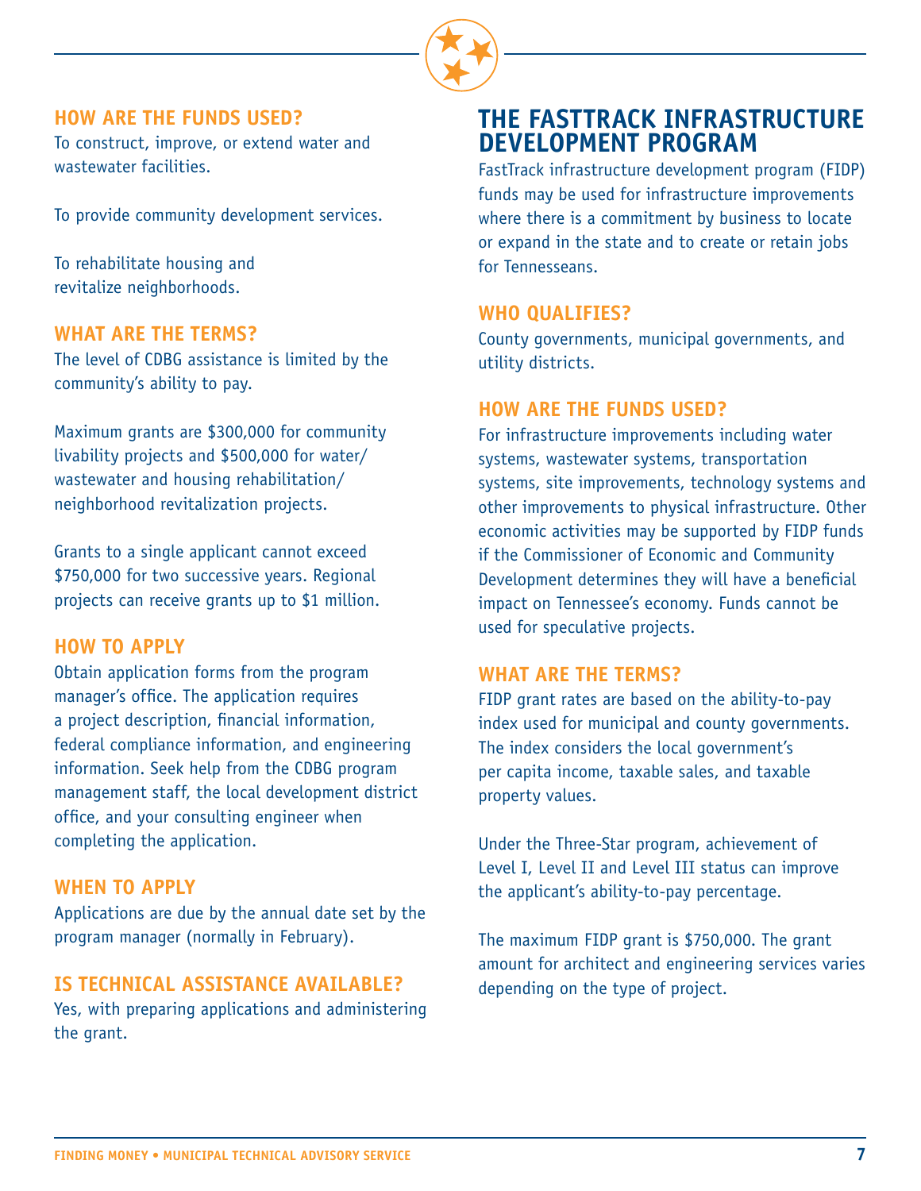### HOW ARE THE FUNDS USED?

To construct, improve, or extend water and wastewater facilities.

To provide community development services.

To rehabilitate housing and revitalize neighborhoods.

### WHAT ARE THE TERMS?

The level of CDBG assistance is limited by the community's ability to pay.

Maximum grants are $300,000 for community livability projects and $500,000 for water/wastewater and housing rehabilitation/neighborhood revitalization projects.

Grants to a single applicant cannot exceed $750,000 for two successive years. Regional projects can receive grants up to $1 million.

### HOW TO APPLY

Obtain application forms from the program manager's office. The application requires a project description, financial information, federal compliance information, and engineering information. Seek help from the CDBG program management staff, the local development district office, and your consulting engineer when completing the application.

### WHEN TO APPLY

Applications are due by the annual date set by the program manager (normally in February).

### IS TECHNICAL ASSISTANCE AVAILABLE?

Yes, with preparing applications and administering the grant.

## THE FASTTRACK INFRASTRUCTURE DEVELOPMENT PROGRAM

FastTrack infrastructure development program (FIDP) funds may be used for infrastructure improvements where there is a commitment by business to locate or expand in the state and to create or retain jobs for Tennesseans.

### WHO QUALIFIES?

County governments, municipal governments, and utility districts.

### HOW ARE THE FUNDS USED?

For infrastructure improvements including water systems, wastewater systems, transportation systems, site improvements, technology systems and other improvements to physical infrastructure. Other economic activities may be supported by FIDP funds if the Commissioner of Economic and Community Development determines they will have a beneficial impact on Tennessee's economy. Funds cannot be used for speculative projects.

### WHAT ARE THE TERMS?

FIDP grant rates are based on the ability-to-pay index used for municipal and county governments. The index considers the local government's per capita income, taxable sales, and taxable property values.

Under the Three-Star program, achievement of Level I, Level II and Level III status can improve the applicant's ability-to-pay percentage.

The maximum FIDP grant is $750,000. The grant amount for architect and engineering services varies depending on the type of project.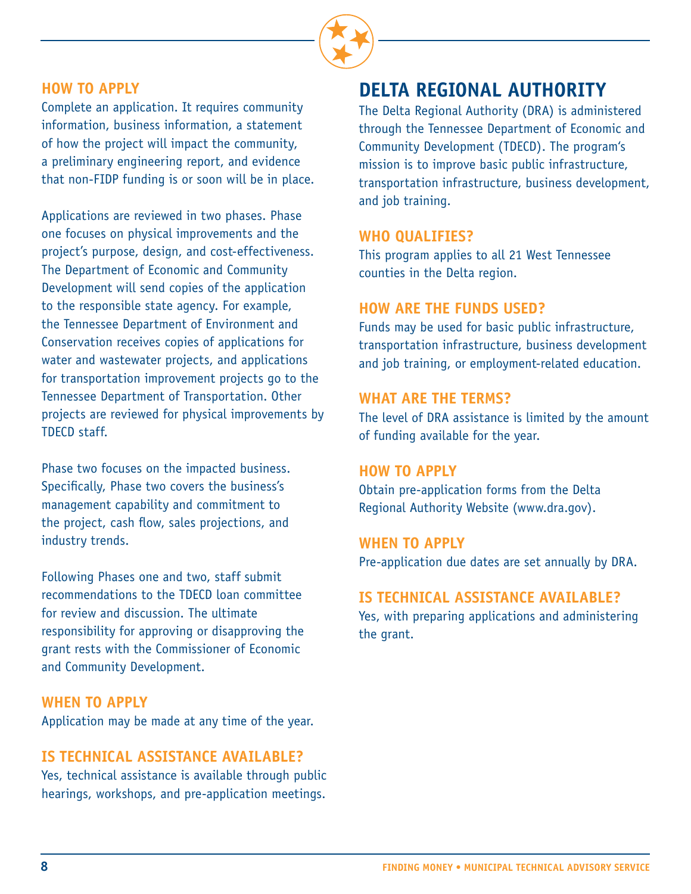### HOW TO APPLY

Complete an application. It requires community information, business information, a statement of how the project will impact the community, a preliminary engineering report, and evidence that non-FIDP funding is or soon will be in place.

Applications are reviewed in two phases. Phase one focuses on physical improvements and the project's purpose, design, and cost-effectiveness. The Department of Economic and Community Development will send copies of the application to the responsible state agency. For example, the Tennessee Department of Environment and Conservation receives copies of applications for water and wastewater projects, and applications for transportation improvement projects go to the Tennessee Department of Transportation. Other projects are reviewed for physical improvements by TDECD staff.

Phase two focuses on the impacted business. Specifically, Phase two covers the business's management capability and commitment to the project, cash flow, sales projections, and industry trends.

Following Phases one and two, staff submit recommendations to the TDECD loan committee for review and discussion. The ultimate responsibility for approving or disapproving the grant rests with the Commissioner of Economic and Community Development.

### WHEN TO APPLY

Application may be made at any time of the year.

### IS TECHNICAL ASSISTANCE AVAILABLE?

Yes, technical assistance is available through public hearings, workshops, and pre-application meetings.

## DELTA REGIONAL AUTHORITY

The Delta Regional Authority (DRA) is administered through the Tennessee Department of Economic and Community Development (TDECD). The program's mission is to improve basic public infrastructure, transportation infrastructure, business development, and job training.

### WHO QUALIFIES?

This program applies to all 21 West Tennessee counties in the Delta region.

### HOW ARE THE FUNDS USED?

Funds may be used for basic public infrastructure, transportation infrastructure, business development and job training, or employment-related education.

### WHAT ARE THE TERMS?

The level of DRA assistance is limited by the amount of funding available for the year.

### HOW TO APPLY

Obtain pre-application forms from the Delta Regional Authority Website (www.dra.gov).

### WHEN TO APPLY

Pre-application due dates are set annually by DRA.

### IS TECHNICAL ASSISTANCE AVAILABLE?

Yes, with preparing applications and administering the grant.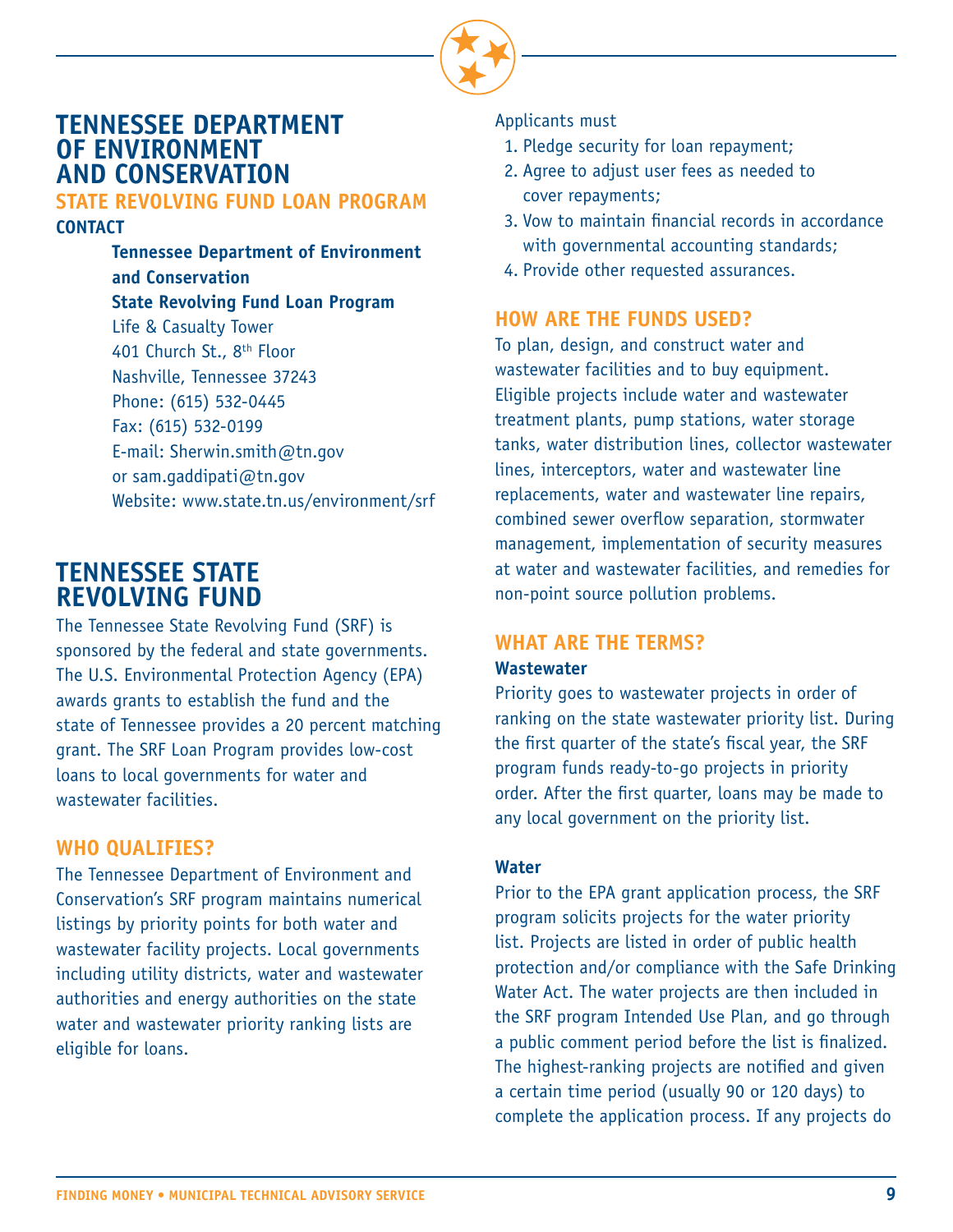# TENNESSEE DEPARTMENT OF ENVIRONMENT AND CONSERVATION

## STATE REVOLVING FUND LOAN PROGRAM

**CONTACT**

**Tennessee Department of Environment and Conservation**
**State Revolving Fund Loan Program**
Life & Casualty Tower
401 Church St., 8th Floor
Nashville, Tennessee 37243
Phone: (615) 532-0445
Fax: (615) 532-0199
E-mail: Sherwin.smith@tn.gov
or sam.gaddipati@tn.gov
Website: www.state.tn.us/environment/srf

# TENNESSEE STATE REVOLVING FUND

The Tennessee State Revolving Fund (SRF) is sponsored by the federal and state governments. The U.S. Environmental Protection Agency (EPA) awards grants to establish the fund and the state of Tennessee provides a 20 percent matching grant. The SRF Loan Program provides low-cost loans to local governments for water and wastewater facilities.

## WHO QUALIFIES?

The Tennessee Department of Environment and Conservation's SRF program maintains numerical listings by priority points for both water and wastewater facility projects. Local governments including utility districts, water and wastewater authorities and energy authorities on the state water and wastewater priority ranking lists are eligible for loans.

Applicants must

1. Pledge security for loan repayment;
2. Agree to adjust user fees as needed to cover repayments;
3. Vow to maintain financial records in accordance with governmental accounting standards;
4. Provide other requested assurances.

## HOW ARE THE FUNDS USED?

To plan, design, and construct water and wastewater facilities and to buy equipment. Eligible projects include water and wastewater treatment plants, pump stations, water storage tanks, water distribution lines, collector wastewater lines, interceptors, water and wastewater line replacements, water and wastewater line repairs, combined sewer overflow separation, stormwater management, implementation of security measures at water and wastewater facilities, and remedies for non-point source pollution problems.

## WHAT ARE THE TERMS?

### Wastewater

Priority goes to wastewater projects in order of ranking on the state wastewater priority list. During the first quarter of the state's fiscal year, the SRF program funds ready-to-go projects in priority order. After the first quarter, loans may be made to any local government on the priority list.

### Water

Prior to the EPA grant application process, the SRF program solicits projects for the water priority list. Projects are listed in order of public health protection and/or compliance with the Safe Drinking Water Act. The water projects are then included in the SRF program Intended Use Plan, and go through a public comment period before the list is finalized. The highest-ranking projects are notified and given a certain time period (usually 90 or 120 days) to complete the application process. If any projects do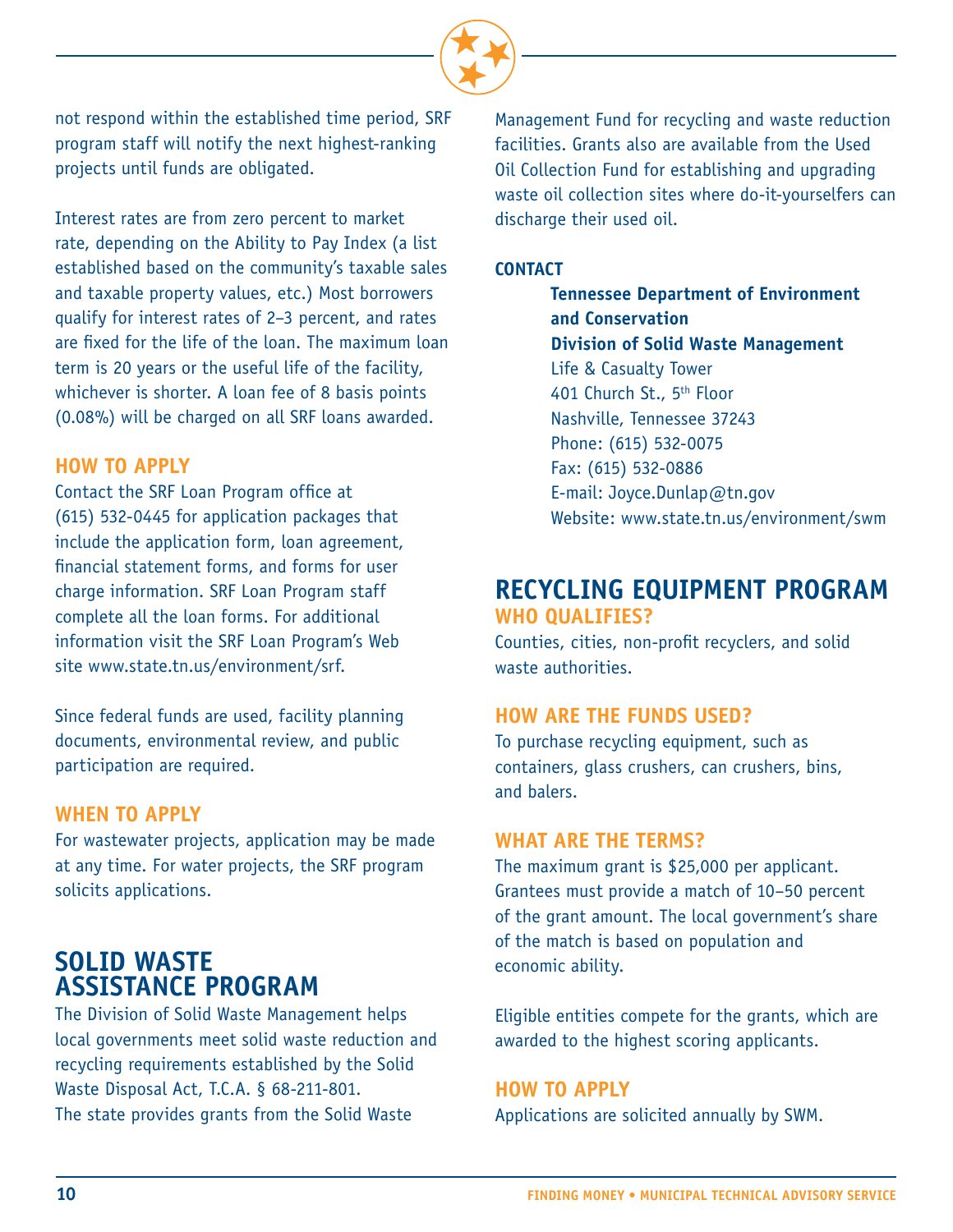not respond within the established time period, SRF program staff will notify the next highest-ranking projects until funds are obligated.

Interest rates are from zero percent to market rate, depending on the Ability to Pay Index (a list established based on the community's taxable sales and taxable property values, etc.) Most borrowers qualify for interest rates of 2–3 percent, and rates are fixed for the life of the loan. The maximum loan term is 20 years or the useful life of the facility, whichever is shorter. A loan fee of 8 basis points (0.08%) will be charged on all SRF loans awarded.

### HOW TO APPLY

Contact the SRF Loan Program office at (615) 532-0445 for application packages that include the application form, loan agreement, financial statement forms, and forms for user charge information. SRF Loan Program staff complete all the loan forms. For additional information visit the SRF Loan Program's Web site www.state.tn.us/environment/srf.

Since federal funds are used, facility planning documents, environmental review, and public participation are required.

### WHEN TO APPLY

For wastewater projects, application may be made at any time. For water projects, the SRF program solicits applications.

## SOLID WASTE ASSISTANCE PROGRAM

The Division of Solid Waste Management helps local governments meet solid waste reduction and recycling requirements established by the Solid Waste Disposal Act, T.C.A. § 68-211-801. The state provides grants from the Solid Waste Management Fund for recycling and waste reduction facilities. Grants also are available from the Used Oil Collection Fund for establishing and upgrading waste oil collection sites where do-it-yourselfers can discharge their used oil.

**CONTACT**

**Tennessee Department of Environment and Conservation**
**Division of Solid Waste Management**
Life & Casualty Tower
401 Church St., 5th Floor
Nashville, Tennessee 37243
Phone: (615) 532-0075
Fax: (615) 532-0886
E-mail: Joyce.Dunlap@tn.gov
Website: www.state.tn.us/environment/swm

## RECYCLING EQUIPMENT PROGRAM

### WHO QUALIFIES?

Counties, cities, non-profit recyclers, and solid waste authorities.

### HOW ARE THE FUNDS USED?

To purchase recycling equipment, such as containers, glass crushers, can crushers, bins, and balers.

### WHAT ARE THE TERMS?

The maximum grant is $25,000 per applicant. Grantees must provide a match of 10–50 percent of the grant amount. The local government's share of the match is based on population and economic ability.

Eligible entities compete for the grants, which are awarded to the highest scoring applicants.

### HOW TO APPLY

Applications are solicited annually by SWM.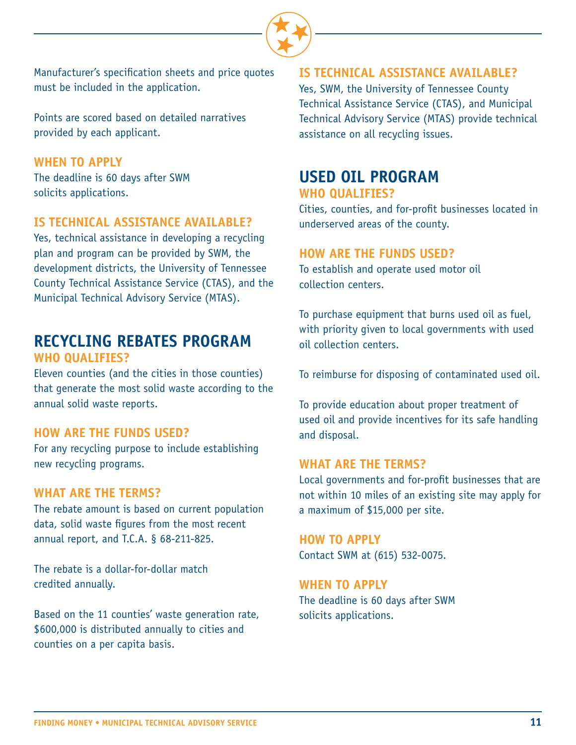Manufacturer's specification sheets and price quotes must be included in the application.

Points are scored based on detailed narratives provided by each applicant.

### WHEN TO APPLY

The deadline is 60 days after SWM solicits applications.

### IS TECHNICAL ASSISTANCE AVAILABLE?

Yes, technical assistance in developing a recycling plan and program can be provided by SWM, the development districts, the University of Tennessee County Technical Assistance Service (CTAS), and the Municipal Technical Advisory Service (MTAS).

## RECYCLING REBATES PROGRAM

### WHO QUALIFIES?

Eleven counties (and the cities in those counties) that generate the most solid waste according to the annual solid waste reports.

### HOW ARE THE FUNDS USED?

For any recycling purpose to include establishing new recycling programs.

### WHAT ARE THE TERMS?

The rebate amount is based on current population data, solid waste figures from the most recent annual report, and T.C.A. § 68-211-825.

The rebate is a dollar-for-dollar match credited annually.

Based on the 11 counties' waste generation rate, $600,000 is distributed annually to cities and counties on a per capita basis.

### IS TECHNICAL ASSISTANCE AVAILABLE?

Yes, SWM, the University of Tennessee County Technical Assistance Service (CTAS), and Municipal Technical Advisory Service (MTAS) provide technical assistance on all recycling issues.

## USED OIL PROGRAM

### WHO QUALIFIES?

Cities, counties, and for-profit businesses located in underserved areas of the county.

### HOW ARE THE FUNDS USED?

To establish and operate used motor oil collection centers.

To purchase equipment that burns used oil as fuel, with priority given to local governments with used oil collection centers.

To reimburse for disposing of contaminated used oil.

To provide education about proper treatment of used oil and provide incentives for its safe handling and disposal.

### WHAT ARE THE TERMS?

Local governments and for-profit businesses that are not within 10 miles of an existing site may apply for a maximum of $15,000 per site.

### HOW TO APPLY

Contact SWM at (615) 532-0075.

### WHEN TO APPLY

The deadline is 60 days after SWM solicits applications.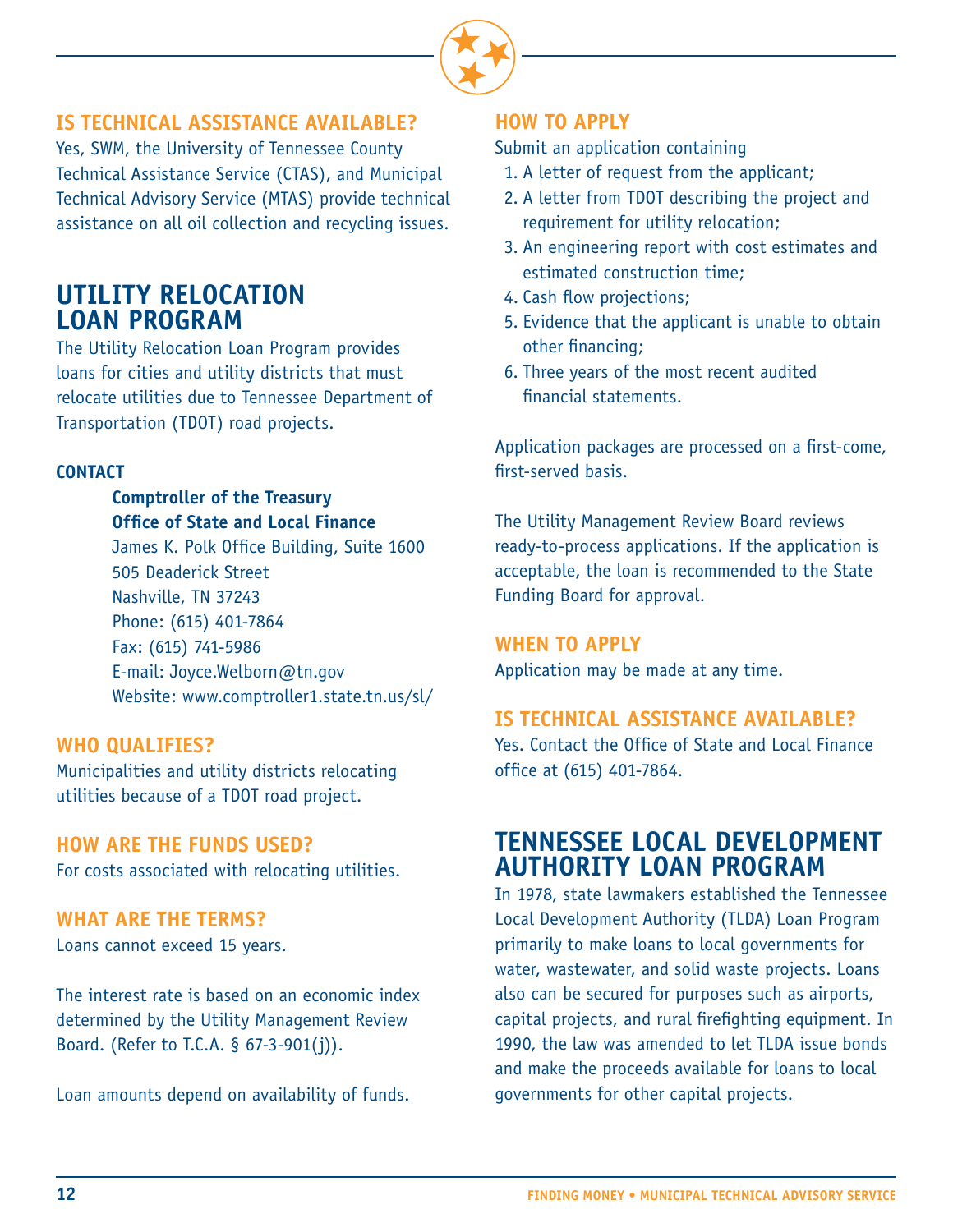### IS TECHNICAL ASSISTANCE AVAILABLE?

Yes, SWM, the University of Tennessee County Technical Assistance Service (CTAS), and Municipal Technical Advisory Service (MTAS) provide technical assistance on all oil collection and recycling issues.

## UTILITY RELOCATION LOAN PROGRAM

The Utility Relocation Loan Program provides loans for cities and utility districts that must relocate utilities due to Tennessee Department of Transportation (TDOT) road projects.

**CONTACT**

**Comptroller of the Treasury**
**Office of State and Local Finance**
James K. Polk Office Building, Suite 1600
505 Deaderick Street
Nashville, TN 37243
Phone: (615) 401-7864
Fax: (615) 741-5986
E-mail: Joyce.Welborn@tn.gov
Website: www.comptroller1.state.tn.us/sl/

### WHO QUALIFIES?

Municipalities and utility districts relocating utilities because of a TDOT road project.

### HOW ARE THE FUNDS USED?

For costs associated with relocating utilities.

### WHAT ARE THE TERMS?

Loans cannot exceed 15 years.

The interest rate is based on an economic index determined by the Utility Management Review Board. (Refer to T.C.A. § 67-3-901(j)).

Loan amounts depend on availability of funds.

### HOW TO APPLY

Submit an application containing

1. A letter of request from the applicant;
2. A letter from TDOT describing the project and requirement for utility relocation;
3. An engineering report with cost estimates and estimated construction time;
4. Cash flow projections;
5. Evidence that the applicant is unable to obtain other financing;
6. Three years of the most recent audited financial statements.

Application packages are processed on a first-come, first-served basis.

The Utility Management Review Board reviews ready-to-process applications. If the application is acceptable, the loan is recommended to the State Funding Board for approval.

### WHEN TO APPLY

Application may be made at any time.

### IS TECHNICAL ASSISTANCE AVAILABLE?

Yes. Contact the Office of State and Local Finance office at (615) 401-7864.

## TENNESSEE LOCAL DEVELOPMENT AUTHORITY LOAN PROGRAM

In 1978, state lawmakers established the Tennessee Local Development Authority (TLDA) Loan Program primarily to make loans to local governments for water, wastewater, and solid waste projects. Loans also can be secured for purposes such as airports, capital projects, and rural firefighting equipment. In 1990, the law was amended to let TLDA issue bonds and make the proceeds available for loans to local governments for other capital projects.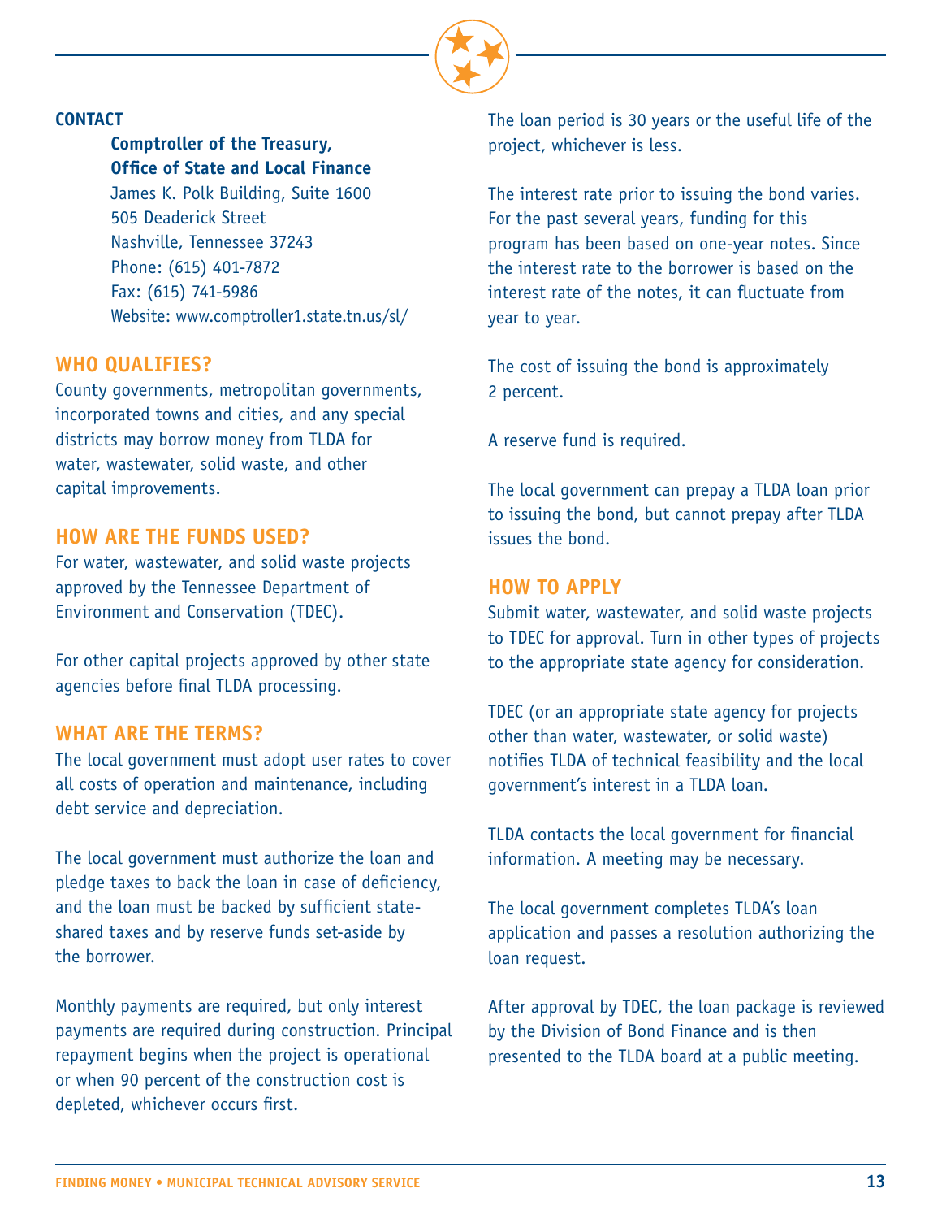**CONTACT**

**Comptroller of the Treasury,**
**Office of State and Local Finance**
James K. Polk Building, Suite 1600
505 Deaderick Street
Nashville, Tennessee 37243
Phone: (615) 401-7872
Fax: (615) 741-5986
Website: www.comptroller1.state.tn.us/sl/

## WHO QUALIFIES?

County governments, metropolitan governments, incorporated towns and cities, and any special districts may borrow money from TLDA for water, wastewater, solid waste, and other capital improvements.

## HOW ARE THE FUNDS USED?

For water, wastewater, and solid waste projects approved by the Tennessee Department of Environment and Conservation (TDEC).

For other capital projects approved by other state agencies before final TLDA processing.

## WHAT ARE THE TERMS?

The local government must adopt user rates to cover all costs of operation and maintenance, including debt service and depreciation.

The local government must authorize the loan and pledge taxes to back the loan in case of deficiency, and the loan must be backed by sufficient state-shared taxes and by reserve funds set-aside by the borrower.

Monthly payments are required, but only interest payments are required during construction. Principal repayment begins when the project is operational or when 90 percent of the construction cost is depleted, whichever occurs first.

The loan period is 30 years or the useful life of the project, whichever is less.

The interest rate prior to issuing the bond varies. For the past several years, funding for this program has been based on one-year notes. Since the interest rate to the borrower is based on the interest rate of the notes, it can fluctuate from year to year.

The cost of issuing the bond is approximately 2 percent.

A reserve fund is required.

The local government can prepay a TLDA loan prior to issuing the bond, but cannot prepay after TLDA issues the bond.

## HOW TO APPLY

Submit water, wastewater, and solid waste projects to TDEC for approval. Turn in other types of projects to the appropriate state agency for consideration.

TDEC (or an appropriate state agency for projects other than water, wastewater, or solid waste) notifies TLDA of technical feasibility and the local government's interest in a TLDA loan.

TLDA contacts the local government for financial information. A meeting may be necessary.

The local government completes TLDA's loan application and passes a resolution authorizing the loan request.

After approval by TDEC, the loan package is reviewed by the Division of Bond Finance and is then presented to the TLDA board at a public meeting.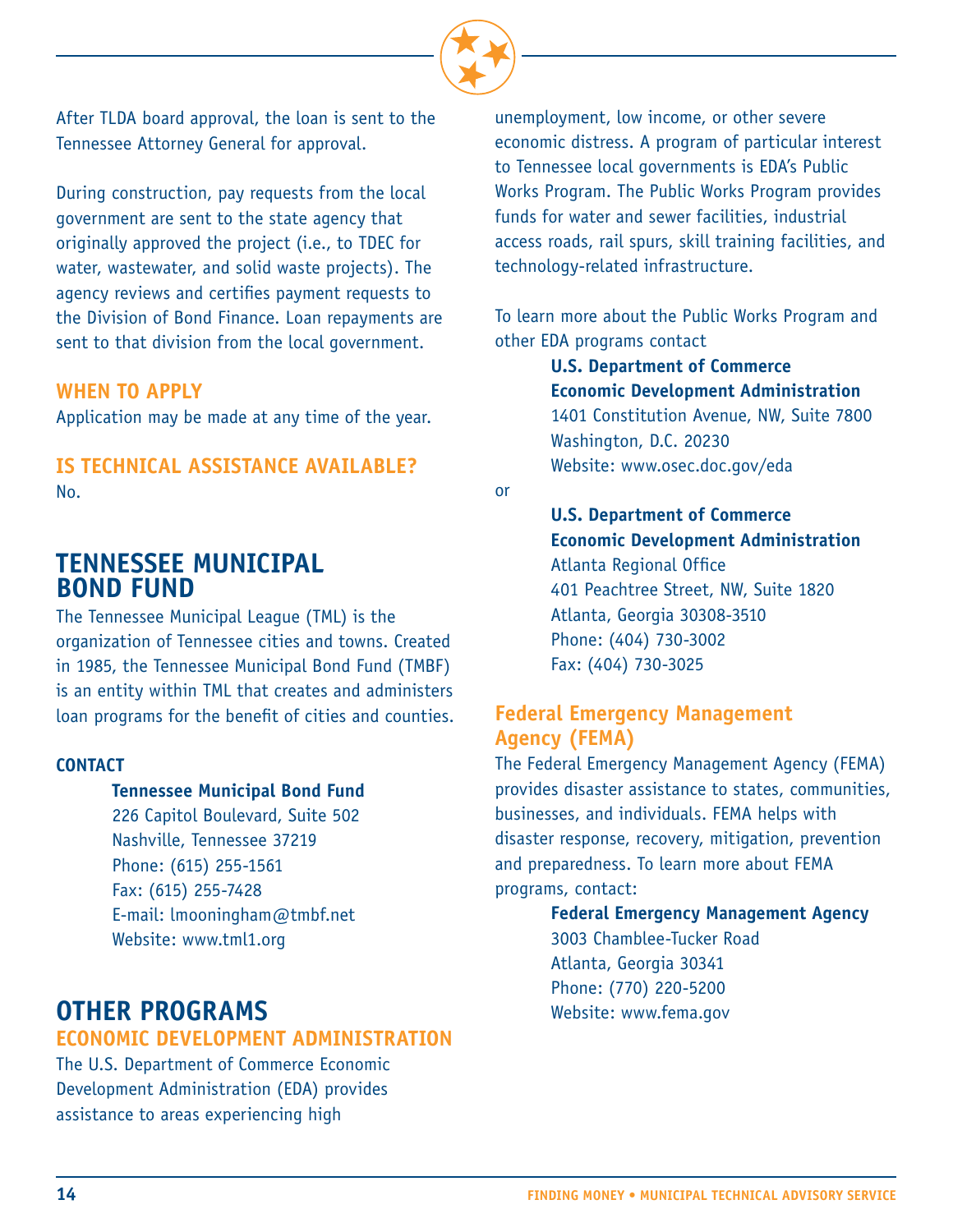After TLDA board approval, the loan is sent to the Tennessee Attorney General for approval.

During construction, pay requests from the local government are sent to the state agency that originally approved the project (i.e., to TDEC for water, wastewater, and solid waste projects). The agency reviews and certifies payment requests to the Division of Bond Finance. Loan repayments are sent to that division from the local government.

### WHEN TO APPLY

Application may be made at any time of the year.

### IS TECHNICAL ASSISTANCE AVAILABLE?

No.

## TENNESSEE MUNICIPAL BOND FUND

The Tennessee Municipal League (TML) is the organization of Tennessee cities and towns. Created in 1985, the Tennessee Municipal Bond Fund (TMBF) is an entity within TML that creates and administers loan programs for the benefit of cities and counties.

#### CONTACT

**Tennessee Municipal Bond Fund**
226 Capitol Boulevard, Suite 502
Nashville, Tennessee 37219
Phone: (615) 255-1561
Fax: (615) 255-7428
E-mail: lmooningham@tmbf.net
Website: www.tml1.org

## OTHER PROGRAMS

### ECONOMIC DEVELOPMENT ADMINISTRATION

The U.S. Department of Commerce Economic Development Administration (EDA) provides assistance to areas experiencing high unemployment, low income, or other severe economic distress. A program of particular interest to Tennessee local governments is EDA's Public Works Program. The Public Works Program provides funds for water and sewer facilities, industrial access roads, rail spurs, skill training facilities, and technology-related infrastructure.

To learn more about the Public Works Program and other EDA programs contact

**U.S. Department of Commerce**
**Economic Development Administration**
1401 Constitution Avenue, NW, Suite 7800
Washington, D.C. 20230
Website: www.osec.doc.gov/eda

or

**U.S. Department of Commerce**
**Economic Development Administration**
Atlanta Regional Office
401 Peachtree Street, NW, Suite 1820
Atlanta, Georgia 30308-3510
Phone: (404) 730-3002
Fax: (404) 730-3025

### Federal Emergency Management Agency (FEMA)

The Federal Emergency Management Agency (FEMA) provides disaster assistance to states, communities, businesses, and individuals. FEMA helps with disaster response, recovery, mitigation, prevention and preparedness. To learn more about FEMA programs, contact:

**Federal Emergency Management Agency**
3003 Chamblee-Tucker Road
Atlanta, Georgia 30341
Phone: (770) 220-5200
Website: www.fema.gov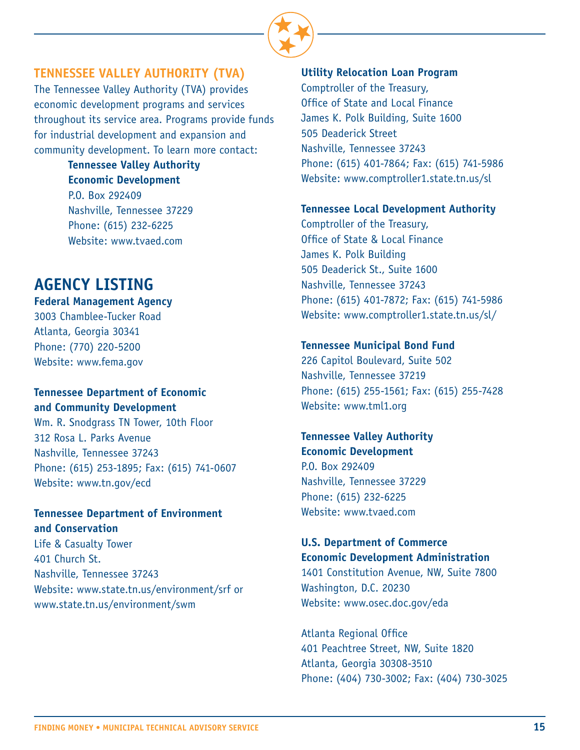## TENNESSEE VALLEY AUTHORITY (TVA)

The Tennessee Valley Authority (TVA) provides economic development programs and services throughout its service area. Programs provide funds for industrial development and expansion and community development. To learn more contact:

**Tennessee Valley Authority**
**Economic Development**
P.O. Box 292409
Nashville, Tennessee 37229
Phone: (615) 232-6225
Website: www.tvaed.com

## AGENCY LISTING

**Federal Management Agency**
3003 Chamblee-Tucker Road
Atlanta, Georgia 30341
Phone: (770) 220-5200
Website: www.fema.gov

**Tennessee Department of Economic and Community Development**
Wm. R. Snodgrass TN Tower, 10th Floor
312 Rosa L. Parks Avenue
Nashville, Tennessee 37243
Phone: (615) 253-1895; Fax: (615) 741-0607
Website: www.tn.gov/ecd

**Tennessee Department of Environment and Conservation**
Life & Casualty Tower
401 Church St.
Nashville, Tennessee 37243
Website: www.state.tn.us/environment/srf or www.state.tn.us/environment/swm

**Utility Relocation Loan Program**
Comptroller of the Treasury,
Office of State and Local Finance
James K. Polk Building, Suite 1600
505 Deaderick Street
Nashville, Tennessee 37243
Phone: (615) 401-7864; Fax: (615) 741-5986
Website: www.comptroller1.state.tn.us/sl

**Tennessee Local Development Authority**
Comptroller of the Treasury,
Office of State & Local Finance
James K. Polk Building
505 Deaderick St., Suite 1600
Nashville, Tennessee 37243
Phone: (615) 401-7872; Fax: (615) 741-5986
Website: www.comptroller1.state.tn.us/sl/

**Tennessee Municipal Bond Fund**
226 Capitol Boulevard, Suite 502
Nashville, Tennessee 37219
Phone: (615) 255-1561; Fax: (615) 255-7428
Website: www.tml1.org

**Tennessee Valley Authority**
**Economic Development**
P.O. Box 292409
Nashville, Tennessee 37229
Phone: (615) 232-6225
Website: www.tvaed.com

**U.S. Department of Commerce**
**Economic Development Administration**
1401 Constitution Avenue, NW, Suite 7800
Washington, D.C. 20230
Website: www.osec.doc.gov/eda

Atlanta Regional Office
401 Peachtree Street, NW, Suite 1820
Atlanta, Georgia 30308-3510
Phone: (404) 730-3002; Fax: (404) 730-3025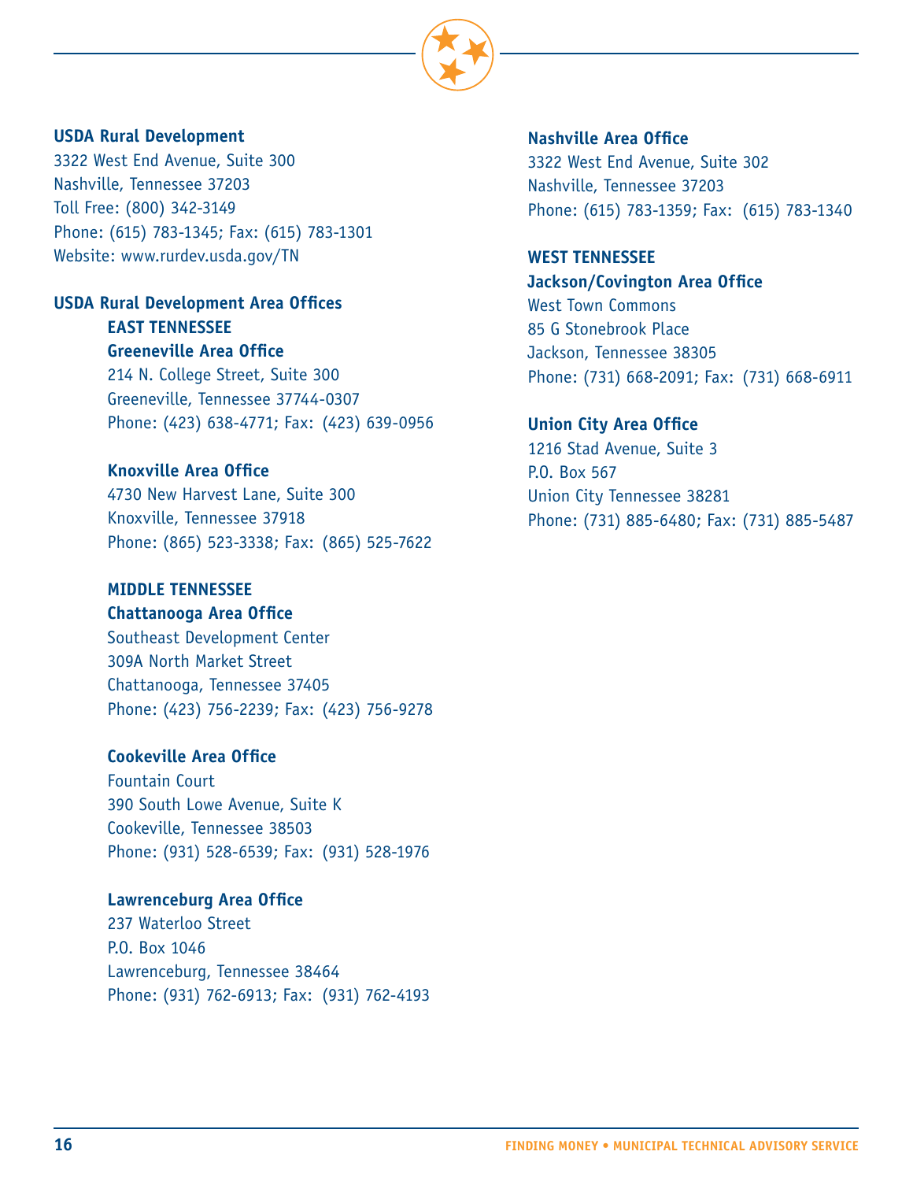**USDA Rural Development**
3322 West End Avenue, Suite 300
Nashville, Tennessee 37203
Toll Free: (800) 342-3149
Phone: (615) 783-1345; Fax: (615) 783-1301
Website: www.rurdev.usda.gov/TN

**USDA Rural Development Area Offices**

**EAST TENNESSEE**

**Greeneville Area Office**
214 N. College Street, Suite 300
Greeneville, Tennessee 37744-0307
Phone: (423) 638-4771; Fax: (423) 639-0956

**Knoxville Area Office**
4730 New Harvest Lane, Suite 300
Knoxville, Tennessee 37918
Phone: (865) 523-3338; Fax: (865) 525-7622

**MIDDLE TENNESSEE**

**Chattanooga Area Office**
Southeast Development Center
309A North Market Street
Chattanooga, Tennessee 37405
Phone: (423) 756-2239; Fax: (423) 756-9278

**Cookeville Area Office**
Fountain Court
390 South Lowe Avenue, Suite K
Cookeville, Tennessee 38503
Phone: (931) 528-6539; Fax: (931) 528-1976

**Lawrenceburg Area Office**
237 Waterloo Street
P.O. Box 1046
Lawrenceburg, Tennessee 38464
Phone: (931) 762-6913; Fax: (931) 762-4193

**Nashville Area Office**
3322 West End Avenue, Suite 302
Nashville, Tennessee 37203
Phone: (615) 783-1359; Fax: (615) 783-1340

**WEST TENNESSEE**

**Jackson/Covington Area Office**
West Town Commons
85 G Stonebrook Place
Jackson, Tennessee 38305
Phone: (731) 668-2091; Fax: (731) 668-6911

**Union City Area Office**
1216 Stad Avenue, Suite 3
P.O. Box 567
Union City Tennessee 38281
Phone: (731) 885-6480; Fax: (731) 885-5487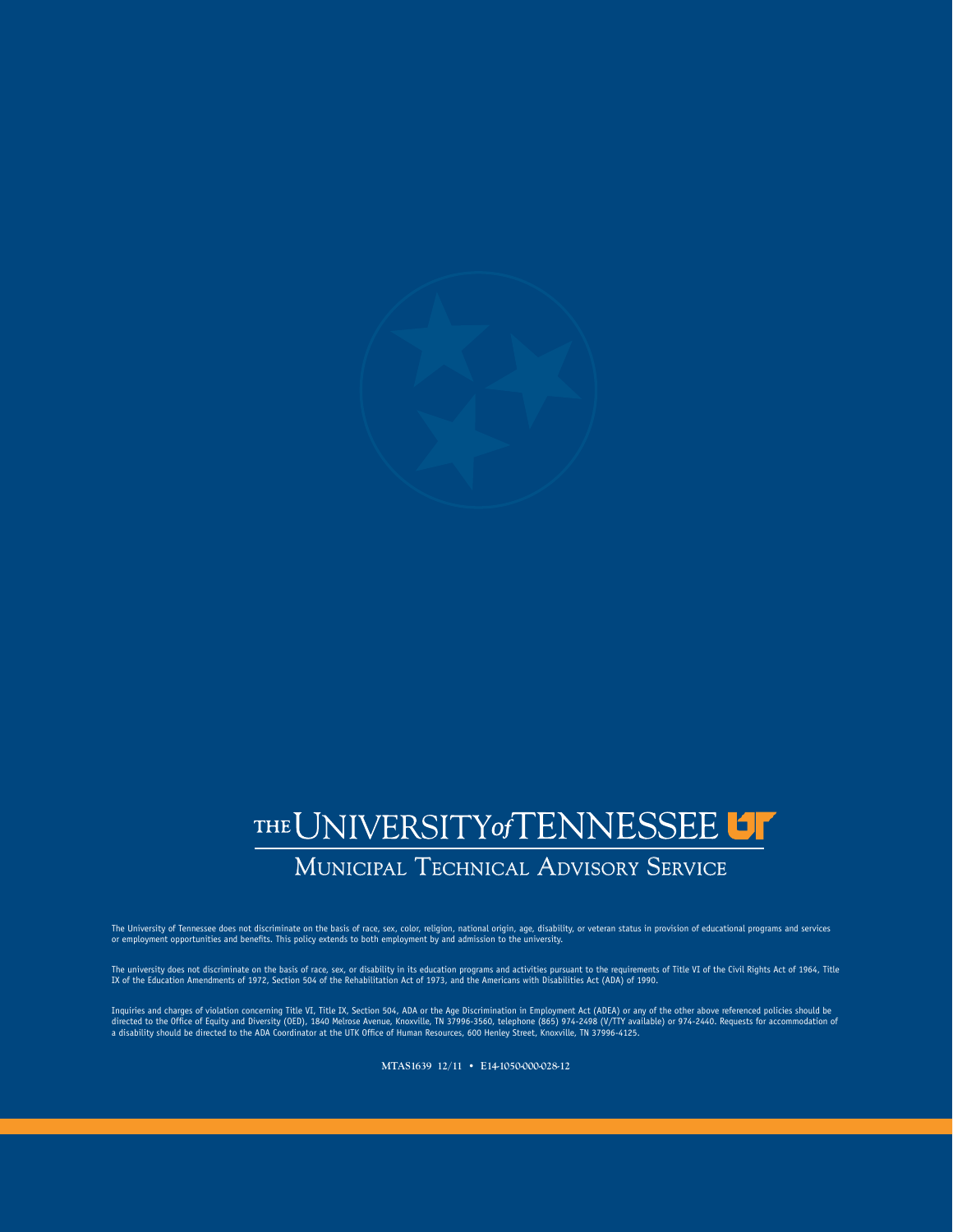THE UNIVERSITY of TENNESSEE

MUNICIPAL TECHNICAL ADVISORY SERVICE

The University of Tennessee does not discriminate on the basis of race, sex, color, religion, national origin, age, disability, or veteran status in provision of educational programs and services or employment opportunities and benefits. This policy extends to both employment by and admission to the university.

The university does not discriminate on the basis of race, sex, or disability in its education programs and activities pursuant to the requirements of Title VI of the Civil Rights Act of 1964, Title IX of the Education Amendments of 1972, Section 504 of the Rehabilitation Act of 1973, and the Americans with Disabilities Act (ADA) of 1990.

Inquiries and charges of violation concerning Title VI, Title IX, Section 504, ADA or the Age Discrimination in Employment Act (ADEA) or any of the other above referenced policies should be directed to the Office of Equity and Diversity (OED), 1840 Melrose Avenue, Knoxville, TN 37996-3560, telephone (865) 974-2498 (V/TTY available) or 974-2440. Requests for accommodation of a disability should be directed to the ADA Coordinator at the UTK Office of Human Resources, 600 Henley Street, Knoxville, TN 37996-4125.

MTAS1639 12/11 • E14-1050-000-028-12